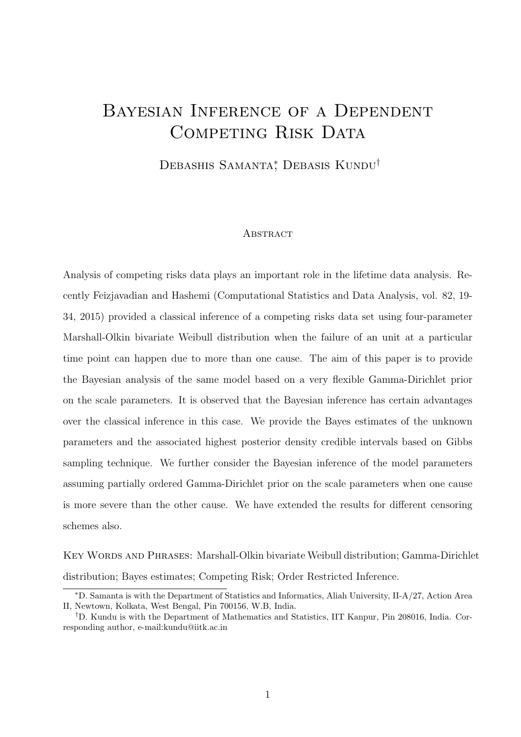# Bayesian Inference of a Dependent Competing Risk Data

Debashis Samanta[*], Debasis Kundu[†]

## Abstract

Analysis of competing risks data plays an important role in the lifetime data analysis. Recently Feizjavadian and Hashemi (Computational Statistics and Data Analysis, vol. 82, 19-34, 2015) provided a classical inference of a competing risks data set using four-parameter Marshall-Olkin bivariate Weibull distribution when the failure of an unit at a particular time point can happen due to more than one cause. The aim of this paper is to provide the Bayesian analysis of the same model based on a very flexible Gamma-Dirichlet prior on the scale parameters. It is observed that the Bayesian inference has certain advantages over the classical inference in this case. We provide the Bayes estimates of the unknown parameters and the associated highest posterior density credible intervals based on Gibbs sampling technique. We further consider the Bayesian inference of the model parameters assuming partially ordered Gamma-Dirichlet prior on the scale parameters when one cause is more severe than the other cause. We have extended the results for different censoring schemes also.

Key Words and Phrases: Marshall-Olkin bivariate Weibull distribution; Gamma-Dirichlet distribution; Bayes estimates; Competing Risk; Order Restricted Inference.

---

[*]D. Samanta is with the Department of Statistics and Informatics, Aliah University, II-A/27, Action Area II, Newtown, Kolkata, West Bengal, Pin 700156, W.B, India.

[†]D. Kundu is with the Department of Mathematics and Statistics, IIT Kanpur, Pin 208016, India. Corresponding author, e-mail:kundu@iitk.ac.in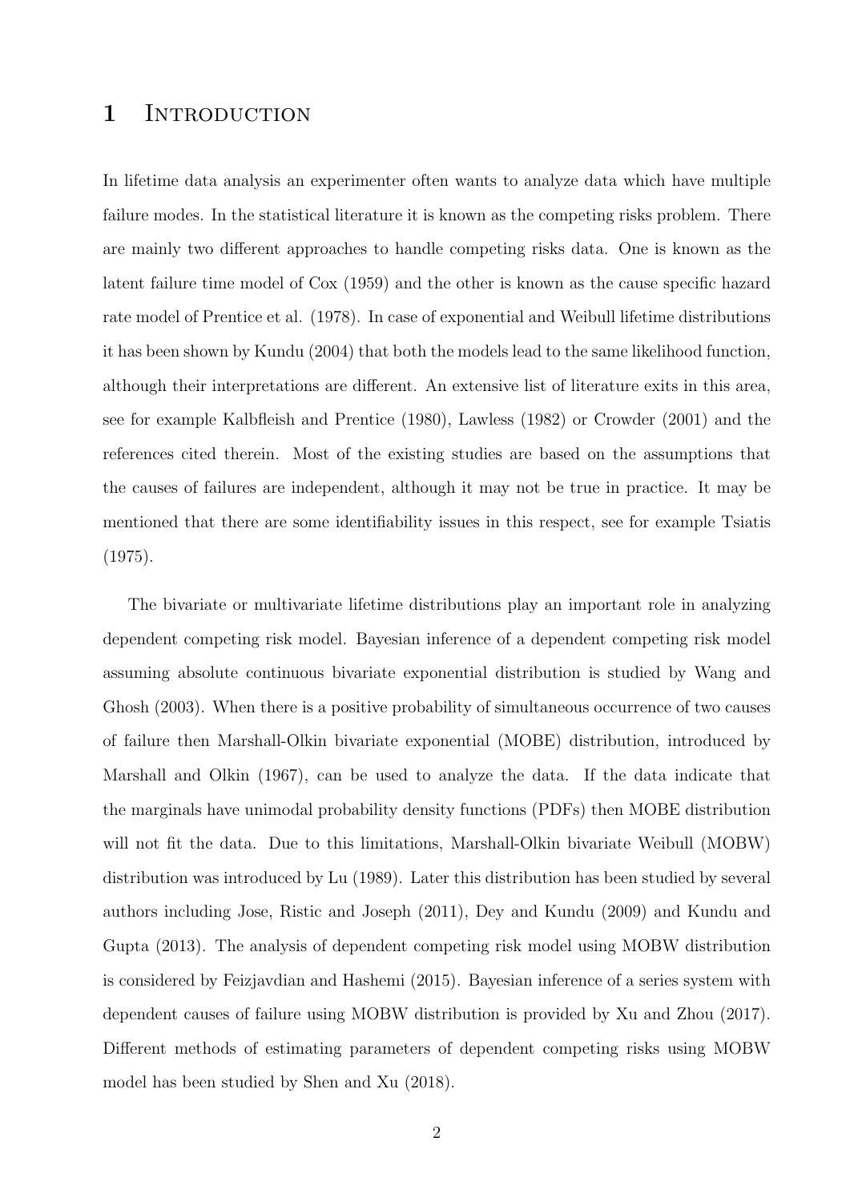# 1 Introduction

In lifetime data analysis an experimenter often wants to analyze data which have multiple failure modes. In the statistical literature it is known as the competing risks problem. There are mainly two different approaches to handle competing risks data. One is known as the latent failure time model of Cox (1959) and the other is known as the cause specific hazard rate model of Prentice et al. (1978). In case of exponential and Weibull lifetime distributions it has been shown by Kundu (2004) that both the models lead to the same likelihood function, although their interpretations are different. An extensive list of literature exits in this area, see for example Kalbfleish and Prentice (1980), Lawless (1982) or Crowder (2001) and the references cited therein. Most of the existing studies are based on the assumptions that the causes of failures are independent, although it may not be true in practice. It may be mentioned that there are some identifiability issues in this respect, see for example Tsiatis (1975).

The bivariate or multivariate lifetime distributions play an important role in analyzing dependent competing risk model. Bayesian inference of a dependent competing risk model assuming absolute continuous bivariate exponential distribution is studied by Wang and Ghosh (2003). When there is a positive probability of simultaneous occurrence of two causes of failure then Marshall-Olkin bivariate exponential (MOBE) distribution, introduced by Marshall and Olkin (1967), can be used to analyze the data. If the data indicate that the marginals have unimodal probability density functions (PDFs) then MOBE distribution will not fit the data. Due to this limitations, Marshall-Olkin bivariate Weibull (MOBW) distribution was introduced by Lu (1989). Later this distribution has been studied by several authors including Jose, Ristic and Joseph (2011), Dey and Kundu (2009) and Kundu and Gupta (2013). The analysis of dependent competing risk model using MOBW distribution is considered by Feizjavdian and Hashemi (2015). Bayesian inference of a series system with dependent causes of failure using MOBW distribution is provided by Xu and Zhou (2017). Different methods of estimating parameters of dependent competing risks using MOBW model has been studied by Shen and Xu (2018).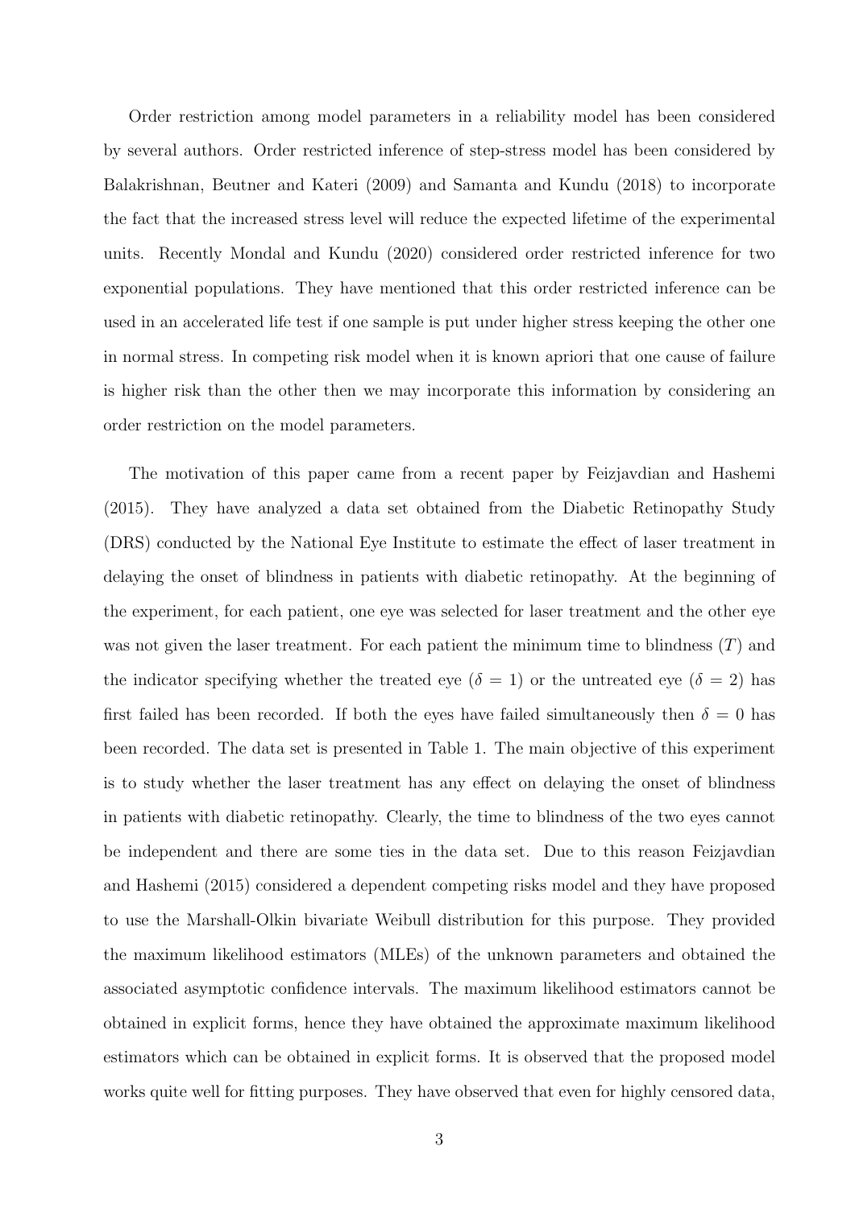Order restriction among model parameters in a reliability model has been considered by several authors. Order restricted inference of step-stress model has been considered by Balakrishnan, Beutner and Kateri (2009) and Samanta and Kundu (2018) to incorporate the fact that the increased stress level will reduce the expected lifetime of the experimental units. Recently Mondal and Kundu (2020) considered order restricted inference for two exponential populations. They have mentioned that this order restricted inference can be used in an accelerated life test if one sample is put under higher stress keeping the other one in normal stress. In competing risk model when it is known apriori that one cause of failure is higher risk than the other then we may incorporate this information by considering an order restriction on the model parameters.

The motivation of this paper came from a recent paper by Feizjavdian and Hashemi (2015). They have analyzed a data set obtained from the Diabetic Retinopathy Study (DRS) conducted by the National Eye Institute to estimate the effect of laser treatment in delaying the onset of blindness in patients with diabetic retinopathy. At the beginning of the experiment, for each patient, one eye was selected for laser treatment and the other eye was not given the laser treatment. For each patient the minimum time to blindness ($T$) and the indicator specifying whether the treated eye ($\delta = 1$) or the untreated eye ($\delta = 2$) has first failed has been recorded. If both the eyes have failed simultaneously then $\delta = 0$ has been recorded. The data set is presented in Table 1. The main objective of this experiment is to study whether the laser treatment has any effect on delaying the onset of blindness in patients with diabetic retinopathy. Clearly, the time to blindness of the two eyes cannot be independent and there are some ties in the data set. Due to this reason Feizjavdian and Hashemi (2015) considered a dependent competing risks model and they have proposed to use the Marshall-Olkin bivariate Weibull distribution for this purpose. They provided the maximum likelihood estimators (MLEs) of the unknown parameters and obtained the associated asymptotic confidence intervals. The maximum likelihood estimators cannot be obtained in explicit forms, hence they have obtained the approximate maximum likelihood estimators which can be obtained in explicit forms. It is observed that the proposed model works quite well for fitting purposes. They have observed that even for highly censored data,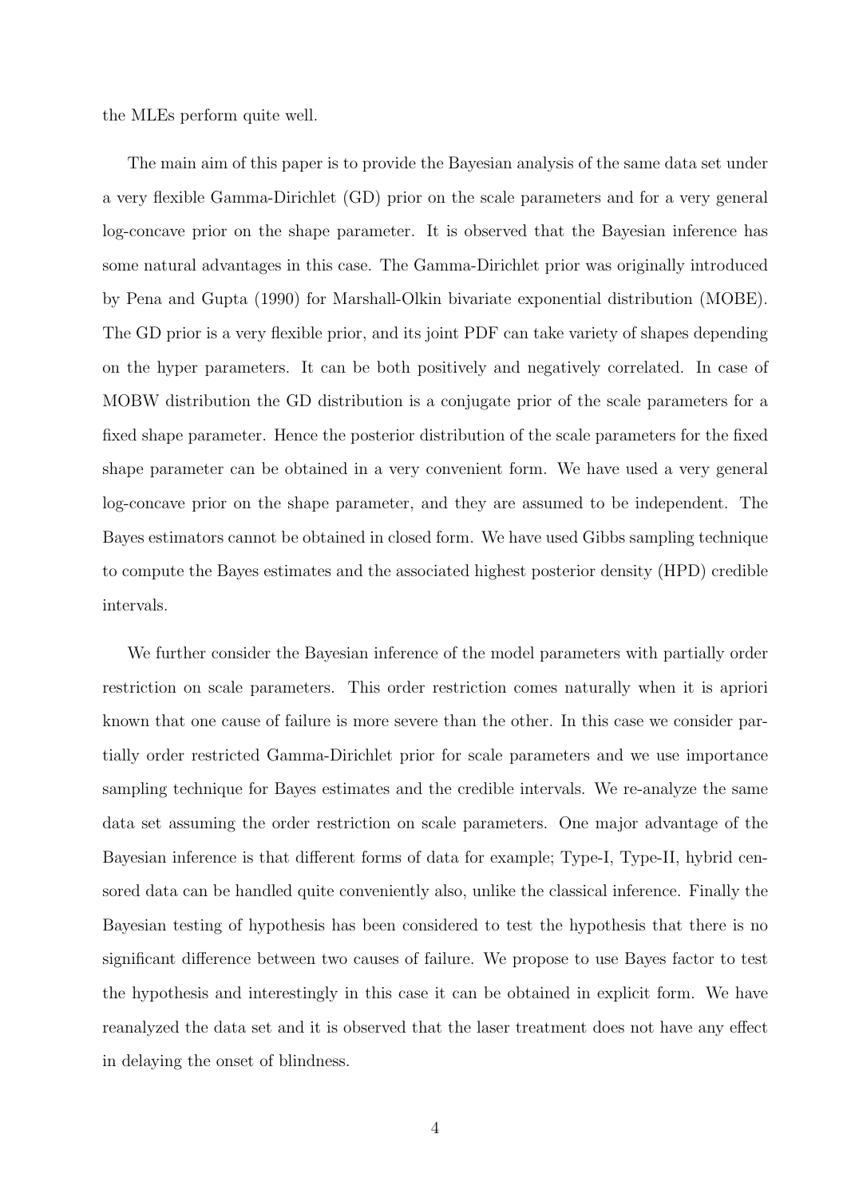the MLEs perform quite well.

The main aim of this paper is to provide the Bayesian analysis of the same data set under a very flexible Gamma-Dirichlet (GD) prior on the scale parameters and for a very general log-concave prior on the shape parameter. It is observed that the Bayesian inference has some natural advantages in this case. The Gamma-Dirichlet prior was originally introduced by Pena and Gupta (1990) for Marshall-Olkin bivariate exponential distribution (MOBE). The GD prior is a very flexible prior, and its joint PDF can take variety of shapes depending on the hyper parameters. It can be both positively and negatively correlated. In case of MOBW distribution the GD distribution is a conjugate prior of the scale parameters for a fixed shape parameter. Hence the posterior distribution of the scale parameters for the fixed shape parameter can be obtained in a very convenient form. We have used a very general log-concave prior on the shape parameter, and they are assumed to be independent. The Bayes estimators cannot be obtained in closed form. We have used Gibbs sampling technique to compute the Bayes estimates and the associated highest posterior density (HPD) credible intervals.

We further consider the Bayesian inference of the model parameters with partially order restriction on scale parameters. This order restriction comes naturally when it is apriori known that one cause of failure is more severe than the other. In this case we consider partially order restricted Gamma-Dirichlet prior for scale parameters and we use importance sampling technique for Bayes estimates and the credible intervals. We re-analyze the same data set assuming the order restriction on scale parameters. One major advantage of the Bayesian inference is that different forms of data for example; Type-I, Type-II, hybrid censored data can be handled quite conveniently also, unlike the classical inference. Finally the Bayesian testing of hypothesis has been considered to test the hypothesis that there is no significant difference between two causes of failure. We propose to use Bayes factor to test the hypothesis and interestingly in this case it can be obtained in explicit form. We have reanalyzed the data set and it is observed that the laser treatment does not have any effect in delaying the onset of blindness.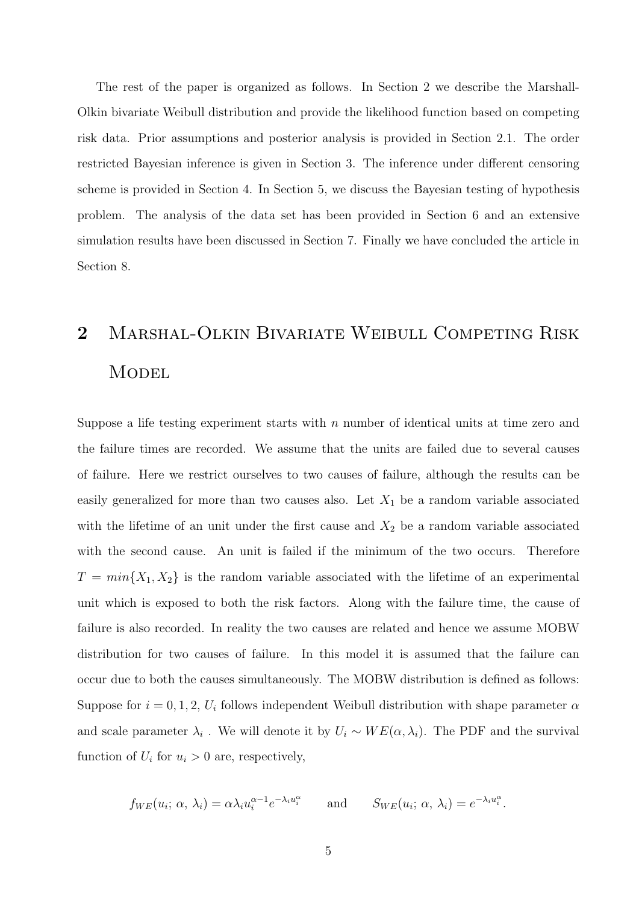The rest of the paper is organized as follows. In Section 2 we describe the Marshall-Olkin bivariate Weibull distribution and provide the likelihood function based on competing risk data. Prior assumptions and posterior analysis is provided in Section 2.1. The order restricted Bayesian inference is given in Section 3. The inference under different censoring scheme is provided in Section 4. In Section 5, we discuss the Bayesian testing of hypothesis problem. The analysis of the data set has been provided in Section 6 and an extensive simulation results have been discussed in Section 7. Finally we have concluded the article in Section 8.

# 2 Marshal-Olkin Bivariate Weibull Competing Risk Model

Suppose a life testing experiment starts with $n$ number of identical units at time zero and the failure times are recorded. We assume that the units are failed due to several causes of failure. Here we restrict ourselves to two causes of failure, although the results can be easily generalized for more than two causes also. Let $X_1$ be a random variable associated with the lifetime of an unit under the first cause and $X_2$ be a random variable associated with the second cause. An unit is failed if the minimum of the two occurs. Therefore $T = min\{X_1, X_2\}$ is the random variable associated with the lifetime of an experimental unit which is exposed to both the risk factors. Along with the failure time, the cause of failure is also recorded. In reality the two causes are related and hence we assume MOBW distribution for two causes of failure. In this model it is assumed that the failure can occur due to both the causes simultaneously. The MOBW distribution is defined as follows: Suppose for $i = 0, 1, 2$, $U_i$ follows independent Weibull distribution with shape parameter $\alpha$ and scale parameter $\lambda_i$ . We will denote it by $U_i \sim WE(\alpha, \lambda_i)$. The PDF and the survival function of $U_i$ for $u_i > 0$ are, respectively,

$$f_{WE}(u_i;\, \alpha,\, \lambda_i) = \alpha \lambda_i u_i^{\alpha-1} e^{-\lambda_i u_i^{\alpha}} \qquad \text{and} \qquad S_{WE}(u_i;\, \alpha,\, \lambda_i) = e^{-\lambda_i u_i^{\alpha}}.$$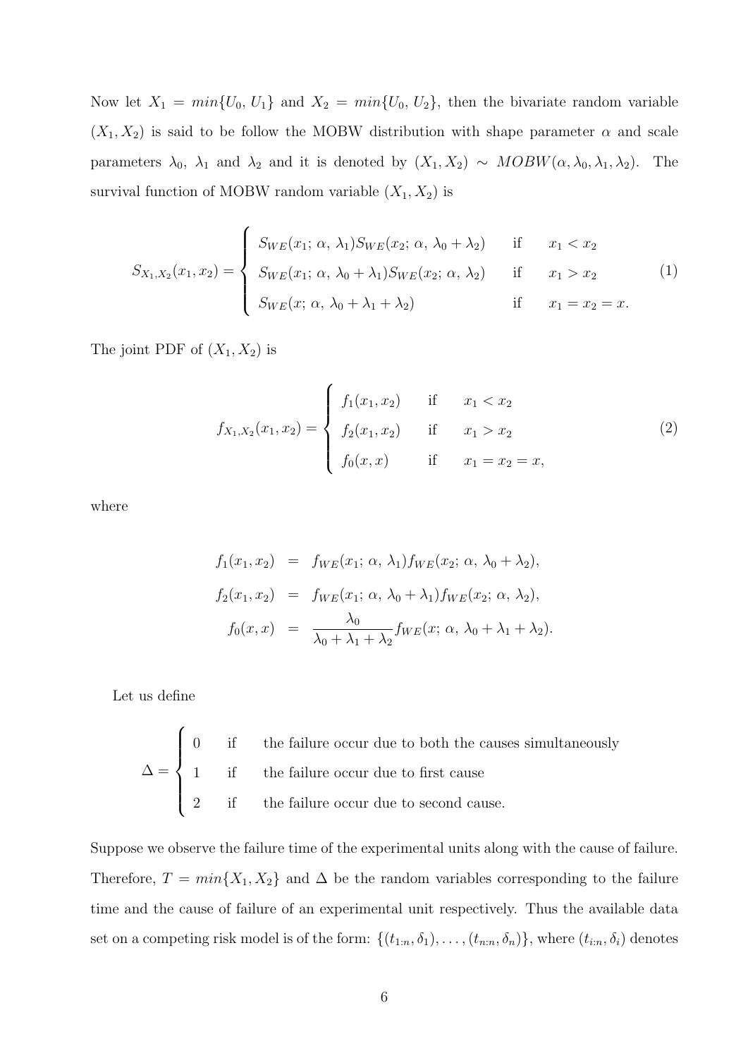Now let $X_1 = min\{U_0, U_1\}$ and $X_2 = min\{U_0, U_2\}$, then the bivariate random variable $(X_1, X_2)$ is said to be follow the MOBW distribution with shape parameter $\alpha$ and scale parameters $\lambda_0$, $\lambda_1$ and $\lambda_2$ and it is denoted by $(X_1, X_2) \sim MOBW(\alpha, \lambda_0, \lambda_1, \lambda_2)$. The survival function of MOBW random variable $(X_1, X_2)$ is

$$
S_{X_1,X_2}(x_1, x_2) = \begin{cases} S_{WE}(x_1;\, \alpha,\, \lambda_1) S_{WE}(x_2;\, \alpha,\, \lambda_0 + \lambda_2) & \text{if} \quad x_1 < x_2 \\ S_{WE}(x_1;\, \alpha,\, \lambda_0 + \lambda_1) S_{WE}(x_2;\, \alpha,\, \lambda_2) & \text{if} \quad x_1 > x_2 \\ S_{WE}(x;\, \alpha,\, \lambda_0 + \lambda_1 + \lambda_2) & \text{if} \quad x_1 = x_2 = x. \end{cases} \tag{1}
$$

The joint PDF of $(X_1, X_2)$ is

$$
f_{X_1,X_2}(x_1, x_2) = \begin{cases} f_1(x_1, x_2) & \text{if} \quad x_1 < x_2 \\ f_2(x_1, x_2) & \text{if} \quad x_1 > x_2 \\ f_0(x, x) & \text{if} \quad x_1 = x_2 = x, \end{cases} \tag{2}
$$

where

$$
\begin{aligned}
f_1(x_1, x_2) &= f_{WE}(x_1;\, \alpha,\, \lambda_1) f_{WE}(x_2;\, \alpha,\, \lambda_0 + \lambda_2), \\
f_2(x_1, x_2) &= f_{WE}(x_1;\, \alpha,\, \lambda_0 + \lambda_1) f_{WE}(x_2;\, \alpha,\, \lambda_2), \\
f_0(x, x) &= \frac{\lambda_0}{\lambda_0 + \lambda_1 + \lambda_2} f_{WE}(x;\, \alpha,\, \lambda_0 + \lambda_1 + \lambda_2).
\end{aligned}
$$

Let us define

$$
\Delta = \begin{cases} 0 & \text{if} \quad \text{the failure occur due to both the causes simultaneously} \\ 1 & \text{if} \quad \text{the failure occur due to first cause} \\ 2 & \text{if} \quad \text{the failure occur due to second cause.} \end{cases}
$$

Suppose we observe the failure time of the experimental units along with the cause of failure. Therefore, $T = min\{X_1, X_2\}$ and $\Delta$ be the random variables corresponding to the failure time and the cause of failure of an experimental unit respectively. Thus the available data set on a competing risk model is of the form: $\{(t_{1:n}, \delta_1), \ldots, (t_{n:n}, \delta_n)\}$, where $(t_{i:n}, \delta_i)$ denotes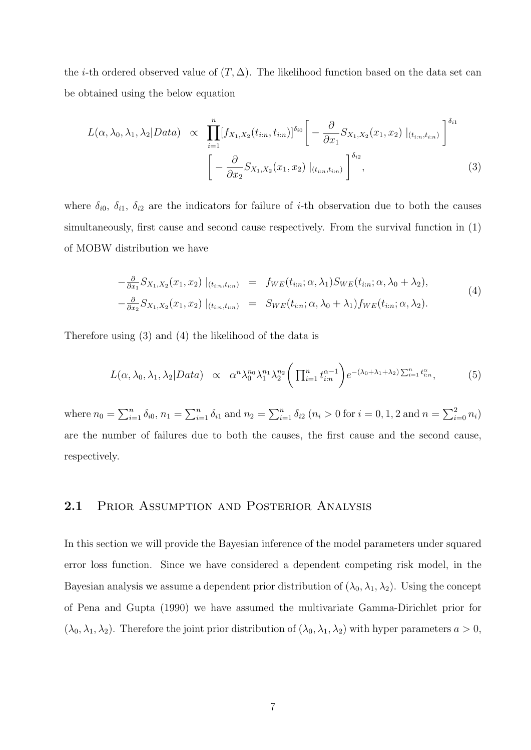the $i$-th ordered observed value of $(T, \Delta)$. The likelihood function based on the data set can be obtained using the below equation

$$
\begin{aligned}
L(\alpha, \lambda_0, \lambda_1, \lambda_2 | Data) \;\; \propto \;\; & \prod_{i=1}^{n} [f_{X_1,X_2}(t_{i:n}, t_{i:n})]^{\delta_{i0}} \left[ -\frac{\partial}{\partial x_1} S_{X_1,X_2}(x_1, x_2) \mid_{(t_{i:n}, t_{i:n})} \right]^{\delta_{i1}} \\
& \left[ -\frac{\partial}{\partial x_2} S_{X_1,X_2}(x_1, x_2) \mid_{(t_{i:n}, t_{i:n})} \right]^{\delta_{i2}}, \qquad (3)
\end{aligned}
$$

where $\delta_{i0}$, $\delta_{i1}$, $\delta_{i2}$ are the indicators for failure of $i$-th observation due to both the causes simultaneously, first cause and second cause respectively. From the survival function in (1) of MOBW distribution we have

$$
\begin{aligned}
-\tfrac{\partial}{\partial x_1} S_{X_1,X_2}(x_1, x_2) \mid_{(t_{i:n}, t_{i:n})} &= f_{WE}(t_{i:n}; \alpha, \lambda_1) S_{WE}(t_{i:n}; \alpha, \lambda_0 + \lambda_2), \\
-\tfrac{\partial}{\partial x_2} S_{X_1,X_2}(x_1, x_2) \mid_{(t_{i:n}, t_{i:n})} &= S_{WE}(t_{i:n}; \alpha, \lambda_0 + \lambda_1) f_{WE}(t_{i:n}; \alpha, \lambda_2).
\end{aligned}
\qquad (4)
$$

Therefore using (3) and (4) the likelihood of the data is

$$
L(\alpha, \lambda_0, \lambda_1, \lambda_2 | Data) \;\; \propto \;\; \alpha^n \lambda_0^{n_0} \lambda_1^{n_1} \lambda_2^{n_2} \left( \prod_{i=1}^{n} t_{i:n}^{\alpha - 1} \right) e^{-(\lambda_0 + \lambda_1 + \lambda_2) \sum_{i=1}^{n} t_{i:n}^{\alpha}}, \qquad (5)
$$

where $n_0 = \sum_{i=1}^{n} \delta_{i0}$, $n_1 = \sum_{i=1}^{n} \delta_{i1}$ and $n_2 = \sum_{i=1}^{n} \delta_{i2}$ ($n_i > 0$ for $i = 0, 1, 2$ and $n = \sum_{i=0}^{2} n_i$) are the number of failures due to both the causes, the first cause and the second cause, respectively.

## 2.1 Prior Assumption and Posterior Analysis

In this section we will provide the Bayesian inference of the model parameters under squared error loss function. Since we have considered a dependent competing risk model, in the Bayesian analysis we assume a dependent prior distribution of $(\lambda_0, \lambda_1, \lambda_2)$. Using the concept of Pena and Gupta (1990) we have assumed the multivariate Gamma-Dirichlet prior for $(\lambda_0, \lambda_1, \lambda_2)$. Therefore the joint prior distribution of $(\lambda_0, \lambda_1, \lambda_2)$ with hyper parameters $a > 0$,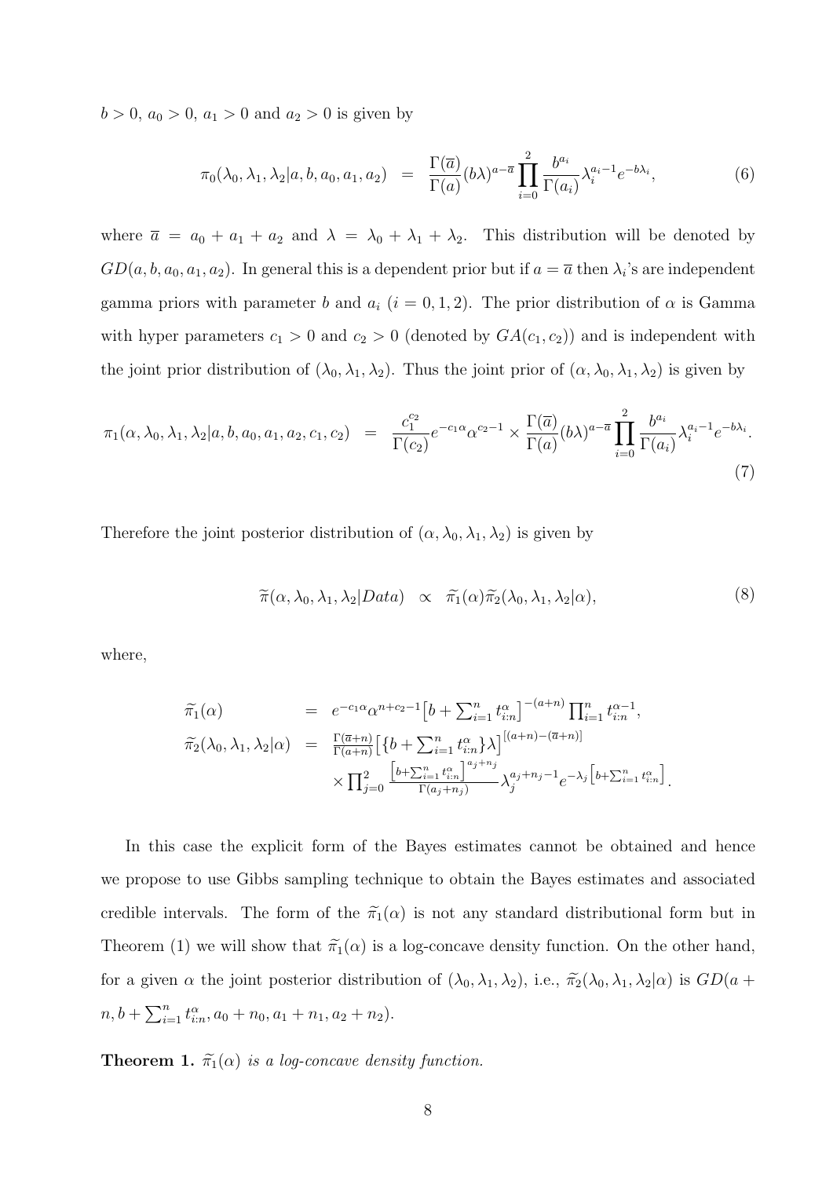$b > 0$, $a_0 > 0$, $a_1 > 0$ and $a_2 > 0$ is given by

$$\pi_0(\lambda_0, \lambda_1, \lambda_2 | a, b, a_0, a_1, a_2) = \frac{\Gamma(\overline{a})}{\Gamma(a)} (b\lambda)^{a-\overline{a}} \prod_{i=0}^{2} \frac{b^{a_i}}{\Gamma(a_i)} \lambda_i^{a_i - 1} e^{-b\lambda_i}, \tag{6}$$

where $\overline{a} = a_0 + a_1 + a_2$ and $\lambda = \lambda_0 + \lambda_1 + \lambda_2$. This distribution will be denoted by $GD(a, b, a_0, a_1, a_2)$. In general this is a dependent prior but if $a = \overline{a}$ then $\lambda_i$'s are independent gamma priors with parameter $b$ and $a_i$ $(i = 0, 1, 2)$. The prior distribution of $\alpha$ is Gamma with hyper parameters $c_1 > 0$ and $c_2 > 0$ (denoted by $GA(c_1, c_2)$) and is independent with the joint prior distribution of $(\lambda_0, \lambda_1, \lambda_2)$. Thus the joint prior of $(\alpha, \lambda_0, \lambda_1, \lambda_2)$ is given by

$$\pi_1(\alpha, \lambda_0, \lambda_1, \lambda_2 | a, b, a_0, a_1, a_2, c_1, c_2) = \frac{c_1^{c_2}}{\Gamma(c_2)} e^{-c_1\alpha} \alpha^{c_2 - 1} \times \frac{\Gamma(\overline{a})}{\Gamma(a)} (b\lambda)^{a-\overline{a}} \prod_{i=0}^{2} \frac{b^{a_i}}{\Gamma(a_i)} \lambda_i^{a_i - 1} e^{-b\lambda_i}. \tag{7}$$

Therefore the joint posterior distribution of $(\alpha, \lambda_0, \lambda_1, \lambda_2)$ is given by

$$\widetilde{\pi}(\alpha, \lambda_0, \lambda_1, \lambda_2 | Data) \propto \widetilde{\pi}_1(\alpha) \widetilde{\pi}_2(\lambda_0, \lambda_1, \lambda_2 | \alpha), \tag{8}$$

where,

$$\begin{aligned}
\widetilde{\pi}_1(\alpha) &= e^{-c_1\alpha} \alpha^{n + c_2 - 1} \big[ b + \textstyle\sum_{i=1}^n t_{i:n}^{\alpha} \big]^{-(a+n)} \prod_{i=1}^n t_{i:n}^{\alpha - 1}, \\
\widetilde{\pi}_2(\lambda_0, \lambda_1, \lambda_2 | \alpha) &= \tfrac{\Gamma(\overline{a}+n)}{\Gamma(a+n)} \big[ \{ b + \textstyle\sum_{i=1}^n t_{i:n}^{\alpha} \} \lambda \big]^{[(a+n) - (\overline{a}+n)]} \\
&\quad \times \prod_{j=0}^{2} \frac{\big[ b + \sum_{i=1}^n t_{i:n}^{\alpha} \big]^{a_j + n_j}}{\Gamma(a_j + n_j)} \lambda_j^{a_j + n_j - 1} e^{-\lambda_j \left[ b + \sum_{i=1}^n t_{i:n}^{\alpha} \right]}.
\end{aligned}$$

In this case the explicit form of the Bayes estimates cannot be obtained and hence we propose to use Gibbs sampling technique to obtain the Bayes estimates and associated credible intervals. The form of the $\widetilde{\pi}_1(\alpha)$ is not any standard distributional form but in Theorem (1) we will show that $\widetilde{\pi}_1(\alpha)$ is a log-concave density function. On the other hand, for a given $\alpha$ the joint posterior distribution of $(\lambda_0, \lambda_1, \lambda_2)$, i.e., $\widetilde{\pi}_2(\lambda_0, \lambda_1, \lambda_2 | \alpha)$ is $GD(a + n, b + \sum_{i=1}^n t_{i:n}^{\alpha}, a_0 + n_0, a_1 + n_1, a_2 + n_2)$.

**Theorem 1.** *$\widetilde{\pi}_1(\alpha)$ is a log-concave density function.*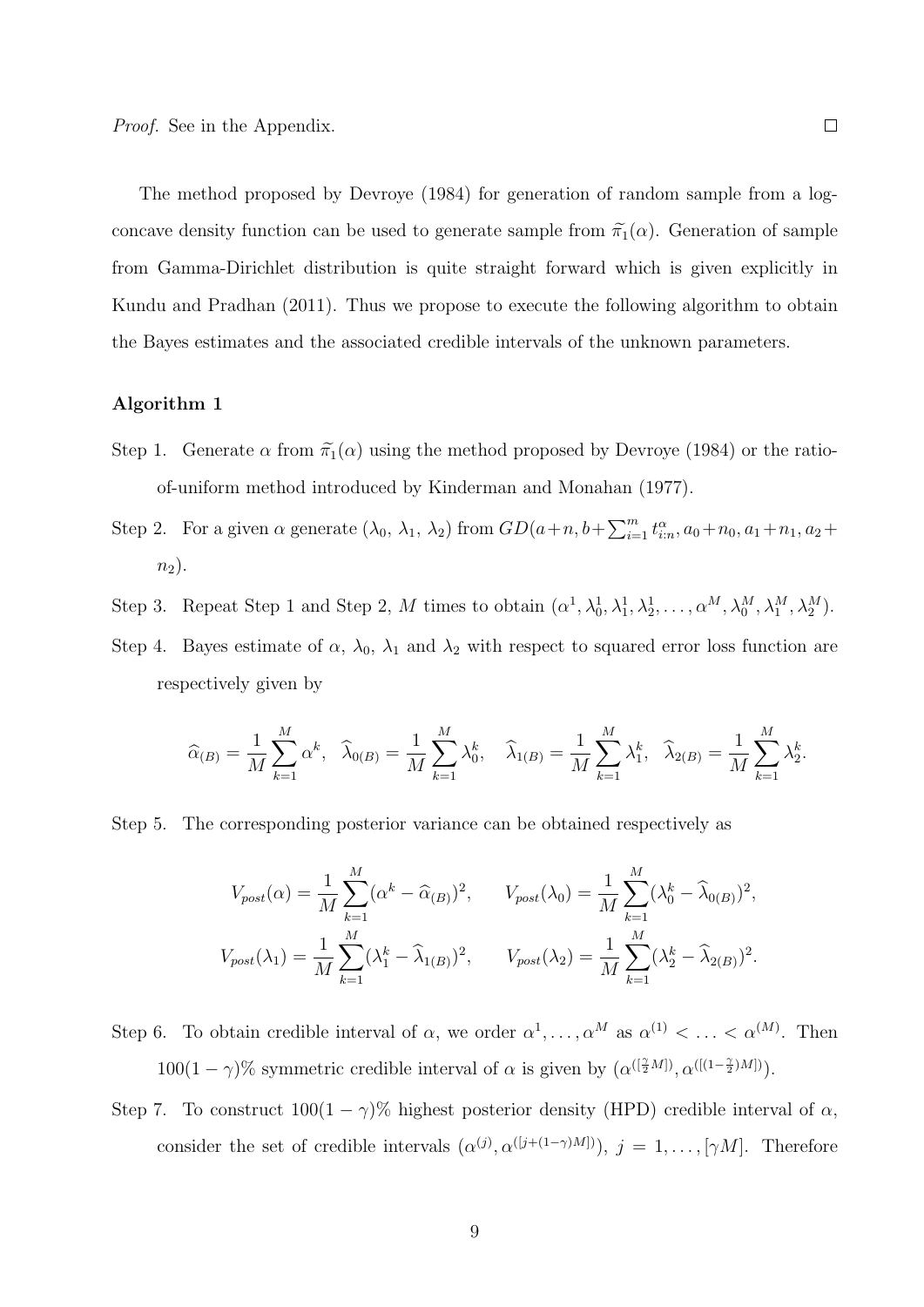*Proof.* See in the Appendix. □

The method proposed by Devroye (1984) for generation of random sample from a log-concave density function can be used to generate sample from $\widetilde{\pi}_1(\alpha)$. Generation of sample from Gamma-Dirichlet distribution is quite straight forward which is given explicitly in Kundu and Pradhan (2011). Thus we propose to execute the following algorithm to obtain the Bayes estimates and the associated credible intervals of the unknown parameters.

**Algorithm 1**

Step 1. Generate $\alpha$ from $\widetilde{\pi}_1(\alpha)$ using the method proposed by Devroye (1984) or the ratio-of-uniform method introduced by Kinderman and Monahan (1977).

Step 2. For a given $\alpha$ generate $(\lambda_0,\ \lambda_1,\ \lambda_2)$ from $GD(a+n, b+\sum_{i=1}^{m} t_{i:n}^{\alpha}, a_0+n_0, a_1+n_1, a_2+n_2)$.

Step 3. Repeat Step 1 and Step 2, $M$ times to obtain $(\alpha^1, \lambda_0^1, \lambda_1^1, \lambda_2^1, \ldots, \alpha^M, \lambda_0^M, \lambda_1^M, \lambda_2^M)$.

Step 4. Bayes estimate of $\alpha$, $\lambda_0$, $\lambda_1$ and $\lambda_2$ with respect to squared error loss function are respectively given by

$$\widehat{\alpha}_{(B)} = \frac{1}{M}\sum_{k=1}^{M} \alpha^k, \quad \widehat{\lambda}_{0(B)} = \frac{1}{M}\sum_{k=1}^{M} \lambda_0^k, \quad \widehat{\lambda}_{1(B)} = \frac{1}{M}\sum_{k=1}^{M} \lambda_1^k, \quad \widehat{\lambda}_{2(B)} = \frac{1}{M}\sum_{k=1}^{M} \lambda_2^k.$$

Step 5. The corresponding posterior variance can be obtained respectively as

$$V_{post}(\alpha) = \frac{1}{M}\sum_{k=1}^{M} (\alpha^k - \widehat{\alpha}_{(B)})^2, \qquad V_{post}(\lambda_0) = \frac{1}{M}\sum_{k=1}^{M} (\lambda_0^k - \widehat{\lambda}_{0(B)})^2,$$
$$V_{post}(\lambda_1) = \frac{1}{M}\sum_{k=1}^{M} (\lambda_1^k - \widehat{\lambda}_{1(B)})^2, \qquad V_{post}(\lambda_2) = \frac{1}{M}\sum_{k=1}^{M} (\lambda_2^k - \widehat{\lambda}_{2(B)})^2.$$

Step 6. To obtain credible interval of $\alpha$, we order $\alpha^1, \ldots, \alpha^M$ as $\alpha^{(1)} < \ldots < \alpha^{(M)}$. Then $100(1-\gamma)\%$ symmetric credible interval of $\alpha$ is given by $(\alpha^{([\frac{\gamma}{2}M])}, \alpha^{([(1-\frac{\gamma}{2})M])})$.

Step 7. To construct $100(1-\gamma)\%$ highest posterior density (HPD) credible interval of $\alpha$, consider the set of credible intervals $(\alpha^{(j)}, \alpha^{([j+(1-\gamma)M])})$, $j = 1, \ldots, [\gamma M]$. Therefore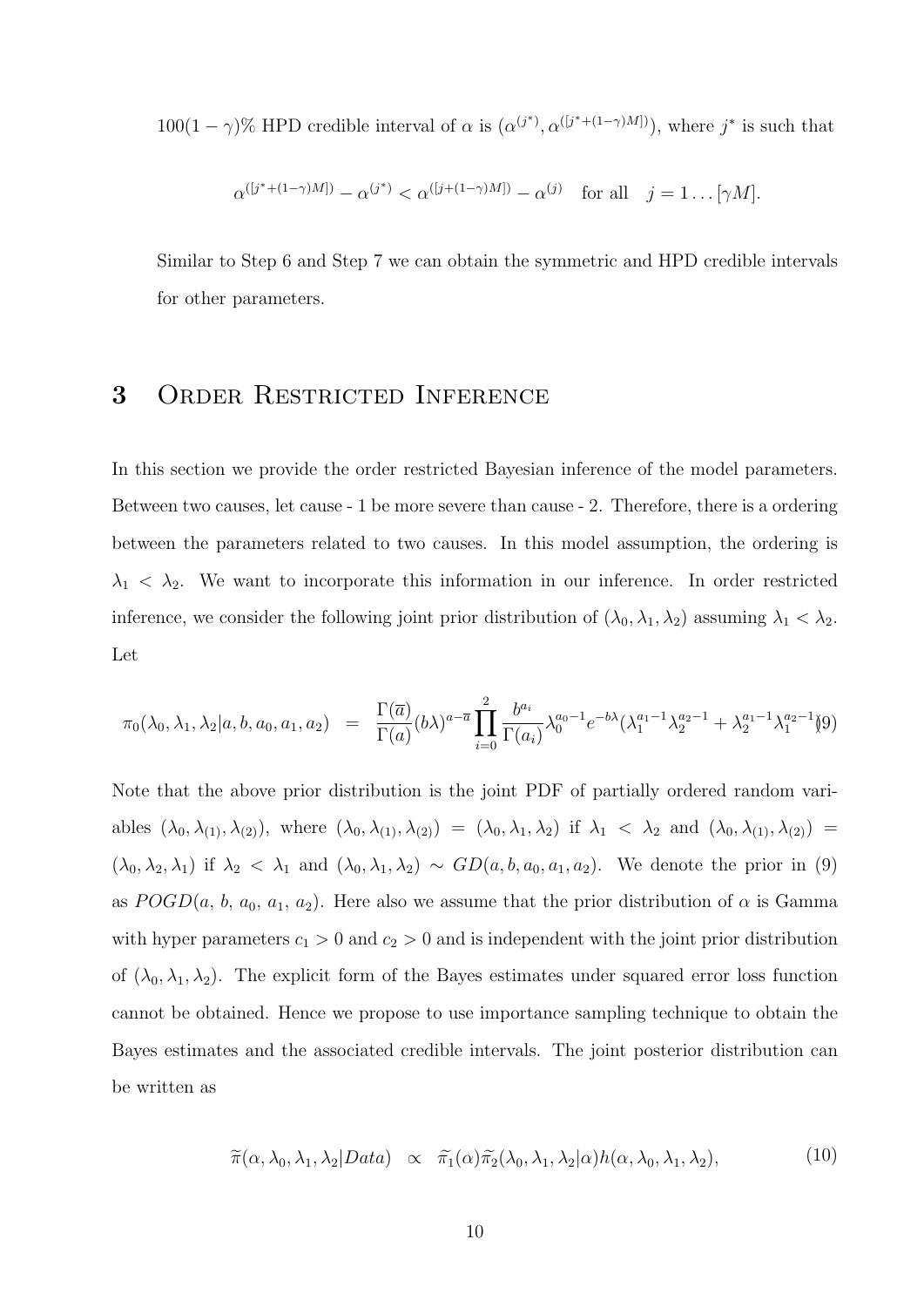$100(1-\gamma)\%$ HPD credible interval of $\alpha$ is $(\alpha^{(j^*)}, \alpha^{([j^*+(1-\gamma)M])})$, where $j^*$ is such that

$$\alpha^{([j^*+(1-\gamma)M])} - \alpha^{(j^*)} < \alpha^{([j+(1-\gamma)M])} - \alpha^{(j)} \quad \text{for all} \quad j = 1 \ldots [\gamma M].$$

Similar to Step 6 and Step 7 we can obtain the symmetric and HPD credible intervals for other parameters.

# 3 Order Restricted Inference

In this section we provide the order restricted Bayesian inference of the model parameters. Between two causes, let cause - 1 be more severe than cause - 2. Therefore, there is a ordering between the parameters related to two causes. In this model assumption, the ordering is $\lambda_1 < \lambda_2$. We want to incorporate this information in our inference. In order restricted inference, we consider the following joint prior distribution of $(\lambda_0, \lambda_1, \lambda_2)$ assuming $\lambda_1 < \lambda_2$. Let

$$\pi_0(\lambda_0, \lambda_1, \lambda_2 | a, b, a_0, a_1, a_2) = \frac{\Gamma(\overline{a})}{\Gamma(a)}(b\lambda)^{a-\overline{a}} \prod_{i=0}^{2} \frac{b^{a_i}}{\Gamma(a_i)} \lambda_0^{a_0-1} e^{-b\lambda} (\lambda_1^{a_1-1}\lambda_2^{a_2-1} + \lambda_2^{a_1-1}\lambda_1^{a_2-1}) \quad (9)$$

Note that the above prior distribution is the joint PDF of partially ordered random variables $(\lambda_0, \lambda_{(1)}, \lambda_{(2)})$, where $(\lambda_0, \lambda_{(1)}, \lambda_{(2)}) = (\lambda_0, \lambda_1, \lambda_2)$ if $\lambda_1 < \lambda_2$ and $(\lambda_0, \lambda_{(1)}, \lambda_{(2)}) = (\lambda_0, \lambda_2, \lambda_1)$ if $\lambda_2 < \lambda_1$ and $(\lambda_0, \lambda_1, \lambda_2) \sim GD(a, b, a_0, a_1, a_2)$. We denote the prior in (9) as $POGD(a,\ b,\ a_0,\ a_1,\ a_2)$. Here also we assume that the prior distribution of $\alpha$ is Gamma with hyper parameters $c_1 > 0$ and $c_2 > 0$ and is independent with the joint prior distribution of $(\lambda_0, \lambda_1, \lambda_2)$. The explicit form of the Bayes estimates under squared error loss function cannot be obtained. Hence we propose to use importance sampling technique to obtain the Bayes estimates and the associated credible intervals. The joint posterior distribution can be written as

$$\widetilde{\pi}(\alpha, \lambda_0, \lambda_1, \lambda_2 | Data) \propto \widetilde{\pi}_1(\alpha) \widetilde{\pi}_2(\lambda_0, \lambda_1, \lambda_2 | \alpha) h(\alpha, \lambda_0, \lambda_1, \lambda_2), \quad (10)$$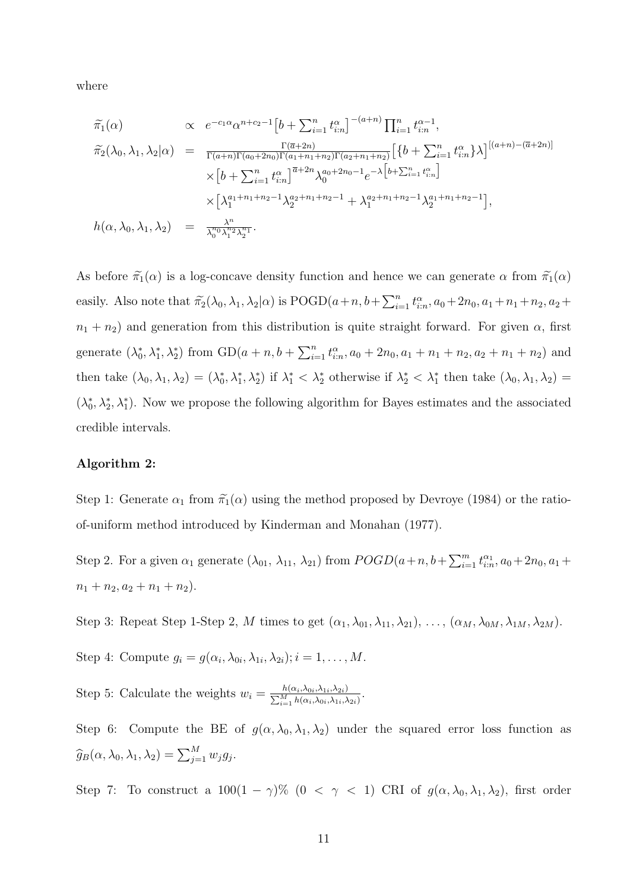where

$$
\begin{aligned}
\widetilde{\pi}_1(\alpha) \quad &\propto \quad e^{-c_1\alpha}\alpha^{n+c_2-1}\big[b+\textstyle\sum_{i=1}^n t_{i:n}^{\alpha}\big]^{-(a+n)}\prod_{i=1}^n t_{i:n}^{\alpha-1},\\
\widetilde{\pi}_2(\lambda_0,\lambda_1,\lambda_2|\alpha) \quad &= \quad \tfrac{\Gamma(\overline{a}+2n)}{\Gamma(a+n)\Gamma(a_0+2n_0)\Gamma(a_1+n_1+n_2)\Gamma(a_2+n_1+n_2)}\big[\{b+\textstyle\sum_{i=1}^n t_{i:n}^{\alpha}\}\lambda\big]^{[(a+n)-(\overline{a}+2n)]}\\
&\quad\times\big[b+\textstyle\sum_{i=1}^n t_{i:n}^{\alpha}\big]^{\overline{a}+2n}\lambda_0^{a_0+2n_0-1}e^{-\lambda\left[b+\sum_{i=1}^n t_{i:n}^{\alpha}\right]}\\
&\quad\times\big[\lambda_1^{a_1+n_1+n_2-1}\lambda_2^{a_2+n_1+n_2-1}+\lambda_1^{a_2+n_1+n_2-1}\lambda_2^{a_1+n_1+n_2-1}\big],\\
h(\alpha,\lambda_0,\lambda_1,\lambda_2) \quad &= \quad \tfrac{\lambda^n}{\lambda_0^{n_0}\lambda_1^{n_2}\lambda_2^{n_1}}.
\end{aligned}
$$

As before $\widetilde{\pi}_1(\alpha)$ is a log-concave density function and hence we can generate $\alpha$ from $\widetilde{\pi}_1(\alpha)$ easily. Also note that $\widetilde{\pi}_2(\lambda_0,\lambda_1,\lambda_2|\alpha)$ is POGD$(a+n, b+\sum_{i=1}^n t_{i:n}^{\alpha}, a_0+2n_0, a_1+n_1+n_2, a_2+n_1+n_2)$ and generation from this distribution is quite straight forward. For given $\alpha$, first generate $(\lambda_0^*,\lambda_1^*,\lambda_2^*)$ from GD$(a+n, b+\sum_{i=1}^n t_{i:n}^{\alpha}, a_0+2n_0, a_1+n_1+n_2, a_2+n_1+n_2)$ and then take $(\lambda_0,\lambda_1,\lambda_2)=(\lambda_0^*,\lambda_1^*,\lambda_2^*)$ if $\lambda_1^*<\lambda_2^*$ otherwise if $\lambda_2^*<\lambda_1^*$ then take $(\lambda_0,\lambda_1,\lambda_2)=(\lambda_0^*,\lambda_2^*,\lambda_1^*)$. Now we propose the following algorithm for Bayes estimates and the associated credible intervals.

**Algorithm 2:**

Step 1: Generate $\alpha_1$ from $\widetilde{\pi}_1(\alpha)$ using the method proposed by Devroye (1984) or the ratio-of-uniform method introduced by Kinderman and Monahan (1977).

Step 2. For a given $\alpha_1$ generate $(\lambda_{01},\ \lambda_{11},\ \lambda_{21})$ from $POGD(a+n, b+\sum_{i=1}^m t_{i:n}^{\alpha_1}, a_0+2n_0, a_1+n_1+n_2, a_2+n_1+n_2)$.

Step 3: Repeat Step 1-Step 2, $M$ times to get $(\alpha_1,\lambda_{01},\lambda_{11},\lambda_{21}),\ \ldots,\ (\alpha_M,\lambda_{0M},\lambda_{1M},\lambda_{2M})$.

Step 4: Compute $g_i = g(\alpha_i,\lambda_{0i},\lambda_{1i},\lambda_{2i}); i=1,\ldots,M$.

Step 5: Calculate the weights $w_i = \frac{h(\alpha_i,\lambda_{0i},\lambda_{1i},\lambda_{2i})}{\sum_{i=1}^M h(\alpha_i,\lambda_{0i},\lambda_{1i},\lambda_{2i})}$.

Step 6: Compute the BE of $g(\alpha,\lambda_0,\lambda_1,\lambda_2)$ under the squared error loss function as $\widehat{g}_B(\alpha,\lambda_0,\lambda_1,\lambda_2)=\sum_{j=1}^M w_j g_j$.

Step 7: To construct a $100(1-\gamma)\%$ $(0<\gamma<1)$ CRI of $g(\alpha,\lambda_0,\lambda_1,\lambda_2)$, first order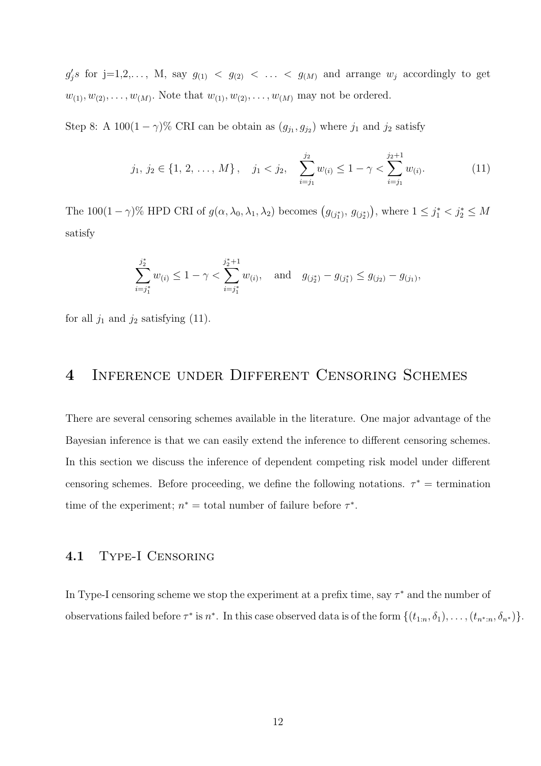$g_j's$ for j=1,2,..., M, say $g_{(1)} < g_{(2)} < \ldots < g_{(M)}$ and arrange $w_j$ accordingly to get $w_{(1)}, w_{(2)}, \ldots, w_{(M)}$. Note that $w_{(1)}, w_{(2)}, \ldots, w_{(M)}$ may not be ordered.

Step 8: A $100(1-\gamma)\%$ CRI can be obtain as $(g_{j_1}, g_{j_2})$ where $j_1$ and $j_2$ satisfy

$$j_1,\, j_2 \in \{1,\, 2,\, \ldots,\, M\}\,, \quad j_1 < j_2, \quad \sum_{i=j_1}^{j_2} w_{(i)} \leq 1-\gamma < \sum_{i=j_1}^{j_2+1} w_{(i)}. \tag{11}$$

The $100(1-\gamma)\%$ HPD CRI of $g(\alpha, \lambda_0, \lambda_1, \lambda_2)$ becomes $\left(g_{(j_1^*)},\, g_{(j_2^*)}\right)$, where $1 \leq j_1^* < j_2^* \leq M$ satisfy

$$\sum_{i=j_1^*}^{j_2^*} w_{(i)} \leq 1-\gamma < \sum_{i=j_1^*}^{j_2^*+1} w_{(i)}, \quad \text{and} \quad g_{(j_2^*)} - g_{(j_1^*)} \leq g_{(j_2)} - g_{(j_1)},$$

for all $j_1$ and $j_2$ satisfying (11).

# 4 Inference under Different Censoring Schemes

There are several censoring schemes available in the literature. One major advantage of the Bayesian inference is that we can easily extend the inference to different censoring schemes. In this section we discuss the inference of dependent competing risk model under different censoring schemes. Before proceeding, we define the following notations. $\tau^*$ = termination time of the experiment; $n^*$ = total number of failure before $\tau^*$.

## 4.1 Type-I Censoring

In Type-I censoring scheme we stop the experiment at a prefix time, say $\tau^*$ and the number of observations failed before $\tau^*$ is $n^*$. In this case observed data is of the form $\{(t_{1:n}, \delta_1), \ldots, (t_{n^*:n}, \delta_{n^*})\}$.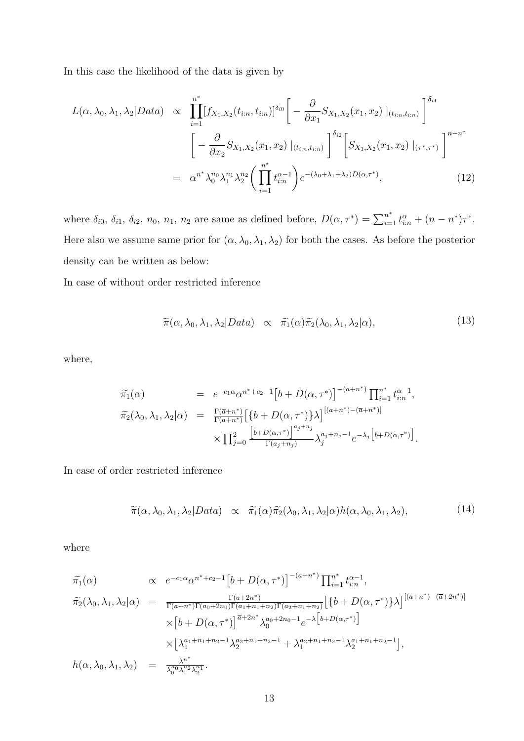In this case the likelihood of the data is given by

$$
\begin{aligned}
L(\alpha, \lambda_0, \lambda_1, \lambda_2 | Data) \;\; &\propto \;\; \prod_{i=1}^{n^*} [f_{X_1,X_2}(t_{i:n}, t_{i:n})]^{\delta_{i0}} \bigg[ - \frac{\partial}{\partial x_1} S_{X_1,X_2}(x_1, x_2) \mid_{(t_{i:n}, t_{i:n})} \bigg]^{\delta_{i1}} \\
&\quad \bigg[ - \frac{\partial}{\partial x_2} S_{X_1,X_2}(x_1, x_2) \mid_{(t_{i:n}, t_{i:n})} \bigg]^{\delta_{i2}} \bigg[ S_{X_1,X_2}(x_1, x_2) \mid_{(\tau^*, \tau^*)} \bigg]^{n-n^*} \\
&= \;\; \alpha^{n^*} \lambda_0^{n_0} \lambda_1^{n_1} \lambda_2^{n_2} \bigg( \prod_{i=1}^{n^*} t_{i:n}^{\alpha-1} \bigg) e^{-(\lambda_0+\lambda_1+\lambda_2) D(\alpha, \tau^*)}, \qquad (12)
\end{aligned}
$$

where $\delta_{i0}$, $\delta_{i1}$, $\delta_{i2}$, $n_0$, $n_1$, $n_2$ are same as defined before, $D(\alpha, \tau^*) = \sum_{i=1}^{n^*} t_{i:n}^{\alpha} + (n - n^*)\tau^*$. Here also we assume same prior for $(\alpha, \lambda_0, \lambda_1, \lambda_2)$ for both the cases. As before the posterior density can be written as below:

In case of without order restricted inference

$$
\widetilde{\pi}(\alpha, \lambda_0, \lambda_1, \lambda_2 | Data) \;\; \propto \;\; \widetilde{\pi}_1(\alpha) \widetilde{\pi}_2(\lambda_0, \lambda_1, \lambda_2 | \alpha), \qquad (13)
$$

where,

$$
\begin{aligned}
\widetilde{\pi}_1(\alpha) \;\; &= \;\; e^{-c_1\alpha} \alpha^{n^*+c_2-1} \big[ b + D(\alpha, \tau^*) \big]^{-(a+n^*)} \prod_{i=1}^{n^*} t_{i:n}^{\alpha-1}, \\
\widetilde{\pi}_2(\lambda_0, \lambda_1, \lambda_2 | \alpha) \;\; &= \;\; \frac{\Gamma(\overline{a}+n^*)}{\Gamma(a+n^*)} \big[ \{ b + D(\alpha, \tau^*) \} \lambda \big]^{[(a+n^*)-(\overline{a}+n^*)]} \\
&\quad \times \prod_{j=0}^{2} \frac{\big[ b + D(\alpha, \tau^*) \big]^{a_j+n_j}}{\Gamma(a_j+n_j)} \lambda_j^{a_j+n_j-1} e^{-\lambda_j \big[ b + D(\alpha, \tau^*) \big]}.
\end{aligned}
$$

In case of order restricted inference

$$
\widetilde{\pi}(\alpha, \lambda_0, \lambda_1, \lambda_2 | Data) \;\; \propto \;\; \widetilde{\pi}_1(\alpha) \widetilde{\pi}_2(\lambda_0, \lambda_1, \lambda_2 | \alpha) h(\alpha, \lambda_0, \lambda_1, \lambda_2), \qquad (14)
$$

where

$$
\begin{aligned}
\widetilde{\pi}_1(\alpha) \;\; &\propto \;\; e^{-c_1\alpha} \alpha^{n^*+c_2-1} \big[ b + D(\alpha, \tau^*) \big]^{-(a+n^*)} \prod_{i=1}^{n^*} t_{i:n}^{\alpha-1}, \\
\widetilde{\pi}_2(\lambda_0, \lambda_1, \lambda_2 | \alpha) \;\; &= \;\; \frac{\Gamma(\overline{a}+2n^*)}{\Gamma(a+n^*)\Gamma(a_0+2n_0)\Gamma(a_1+n_1+n_2)\Gamma(a_2+n_1+n_2)} \big[ \{ b + D(\alpha, \tau^*) \} \lambda \big]^{[(a+n^*)-(\overline{a}+2n^*)]} \\
&\quad \times \big[ b + D(\alpha, \tau^*) \big]^{\overline{a}+2n^*} \lambda_0^{a_0+2n_0-1} e^{-\lambda \big[ b + D(\alpha, \tau^*) \big]} \\
&\quad \times \big[ \lambda_1^{a_1+n_1+n_2-1} \lambda_2^{a_2+n_1+n_2-1} + \lambda_1^{a_2+n_1+n_2-1} \lambda_2^{a_1+n_1+n_2-1} \big], \\
h(\alpha, \lambda_0, \lambda_1, \lambda_2) \;\; &= \;\; \frac{\lambda^{n^*}}{\lambda_0^{n_0} \lambda_1^{n_2} \lambda_2^{n_1}}.
\end{aligned}
$$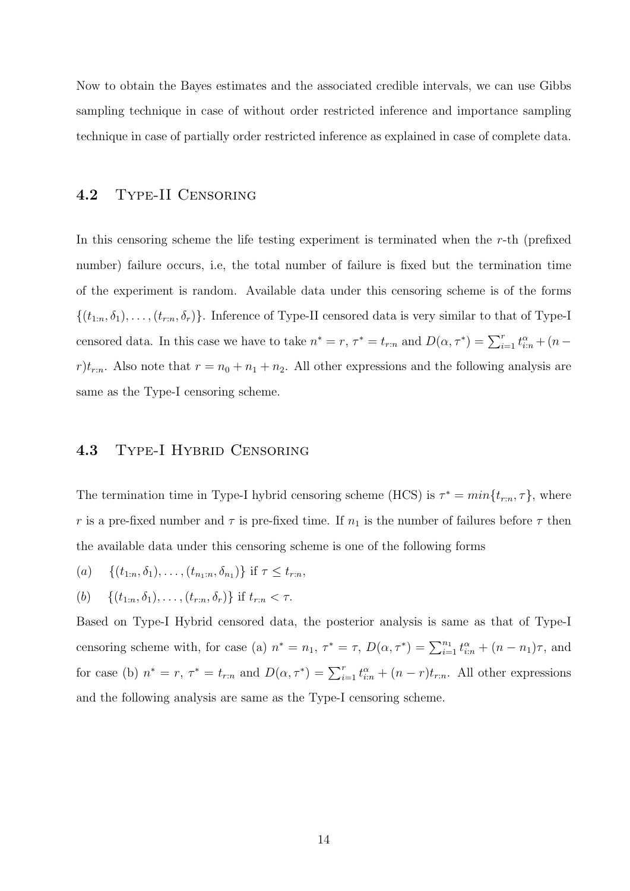Now to obtain the Bayes estimates and the associated credible intervals, we can use Gibbs sampling technique in case of without order restricted inference and importance sampling technique in case of partially order restricted inference as explained in case of complete data.

## 4.2 Type-II Censoring

In this censoring scheme the life testing experiment is terminated when the $r$-th (prefixed number) failure occurs, i.e, the total number of failure is fixed but the termination time of the experiment is random. Available data under this censoring scheme is of the forms $\{(t_{1:n}, \delta_1), \ldots, (t_{r:n}, \delta_r)\}$. Inference of Type-II censored data is very similar to that of Type-I censored data. In this case we have to take $n^* = r$, $\tau^* = t_{r:n}$ and $D(\alpha, \tau^*) = \sum_{i=1}^{r} t_{i:n}^{\alpha} + (n - r)t_{r:n}$. Also note that $r = n_0 + n_1 + n_2$. All other expressions and the following analysis are same as the Type-I censoring scheme.

## 4.3 Type-I Hybrid Censoring

The termination time in Type-I hybrid censoring scheme (HCS) is $\tau^* = min\{t_{r:n}, \tau\}$, where $r$ is a pre-fixed number and $\tau$ is pre-fixed time. If $n_1$ is the number of failures before $\tau$ then the available data under this censoring scheme is one of the following forms

$(a)$ $\quad \{(t_{1:n}, \delta_1), \ldots, (t_{n_1:n}, \delta_{n_1})\}$ if $\tau \leq t_{r:n}$,

$(b)$ $\quad \{(t_{1:n}, \delta_1), \ldots, (t_{r:n}, \delta_r)\}$ if $t_{r:n} < \tau$.

Based on Type-I Hybrid censored data, the posterior analysis is same as that of Type-I censoring scheme with, for case (a) $n^* = n_1$, $\tau^* = \tau$, $D(\alpha, \tau^*) = \sum_{i=1}^{n_1} t_{i:n}^{\alpha} + (n - n_1)\tau$, and for case (b) $n^* = r$, $\tau^* = t_{r:n}$ and $D(\alpha, \tau^*) = \sum_{i=1}^{r} t_{i:n}^{\alpha} + (n - r)t_{r:n}$. All other expressions and the following analysis are same as the Type-I censoring scheme.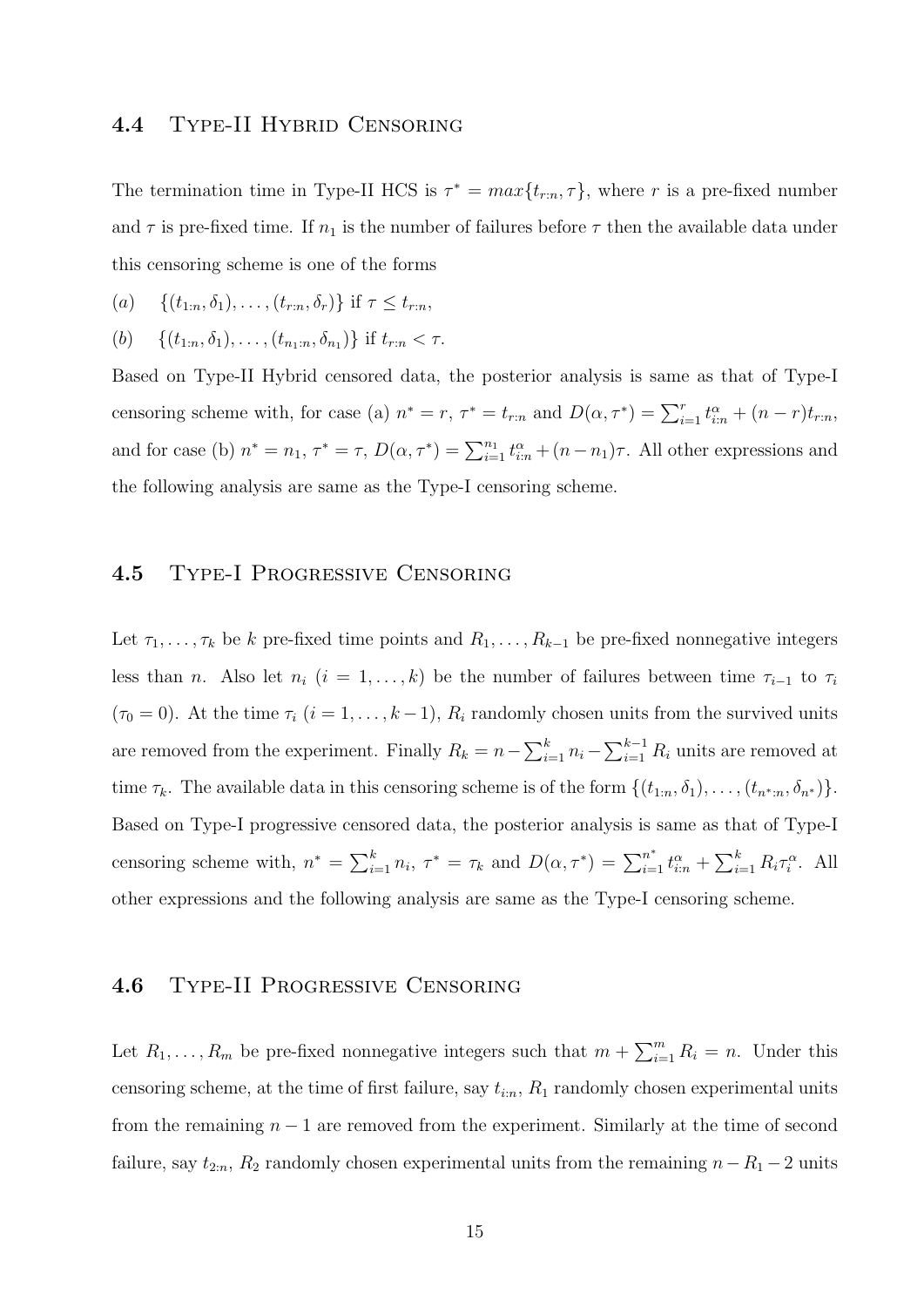## 4.4 Type-II Hybrid Censoring

The termination time in Type-II HCS is $\tau^* = max\{t_{r:n}, \tau\}$, where $r$ is a pre-fixed number and $\tau$ is pre-fixed time. If $n_1$ is the number of failures before $\tau$ then the available data under this censoring scheme is one of the forms

$(a)$ $\{(t_{1:n}, \delta_1), \ldots, (t_{r:n}, \delta_r)\}$ if $\tau \leq t_{r:n}$,

$(b)$ $\{(t_{1:n}, \delta_1), \ldots, (t_{n_1:n}, \delta_{n_1})\}$ if $t_{r:n} < \tau$.

Based on Type-II Hybrid censored data, the posterior analysis is same as that of Type-I censoring scheme with, for case (a) $n^* = r$, $\tau^* = t_{r:n}$ and $D(\alpha, \tau^*) = \sum_{i=1}^{r} t_{i:n}^{\alpha} + (n-r)t_{r:n}$, and for case (b) $n^* = n_1$, $\tau^* = \tau$, $D(\alpha, \tau^*) = \sum_{i=1}^{n_1} t_{i:n}^{\alpha} + (n-n_1)\tau$. All other expressions and the following analysis are same as the Type-I censoring scheme.

## 4.5 Type-I Progressive Censoring

Let $\tau_1, \ldots, \tau_k$ be $k$ pre-fixed time points and $R_1, \ldots, R_{k-1}$ be pre-fixed nonnegative integers less than $n$. Also let $n_i$ $(i = 1, \ldots, k)$ be the number of failures between time $\tau_{i-1}$ to $\tau_i$ $(\tau_0 = 0)$. At the time $\tau_i$ $(i = 1, \ldots, k-1)$, $R_i$ randomly chosen units from the survived units are removed from the experiment. Finally $R_k = n - \sum_{i=1}^{k} n_i - \sum_{i=1}^{k-1} R_i$ units are removed at time $\tau_k$. The available data in this censoring scheme is of the form $\{(t_{1:n}, \delta_1), \ldots, (t_{n^*:n}, \delta_{n^*})\}$. Based on Type-I progressive censored data, the posterior analysis is same as that of Type-I censoring scheme with, $n^* = \sum_{i=1}^{k} n_i$, $\tau^* = \tau_k$ and $D(\alpha, \tau^*) = \sum_{i=1}^{n^*} t_{i:n}^{\alpha} + \sum_{i=1}^{k} R_i \tau_i^{\alpha}$. All other expressions and the following analysis are same as the Type-I censoring scheme.

## 4.6 Type-II Progressive Censoring

Let $R_1, \ldots, R_m$ be pre-fixed nonnegative integers such that $m + \sum_{i=1}^{m} R_i = n$. Under this censoring scheme, at the time of first failure, say $t_{i:n}$, $R_1$ randomly chosen experimental units from the remaining $n-1$ are removed from the experiment. Similarly at the time of second failure, say $t_{2:n}$, $R_2$ randomly chosen experimental units from the remaining $n - R_1 - 2$ units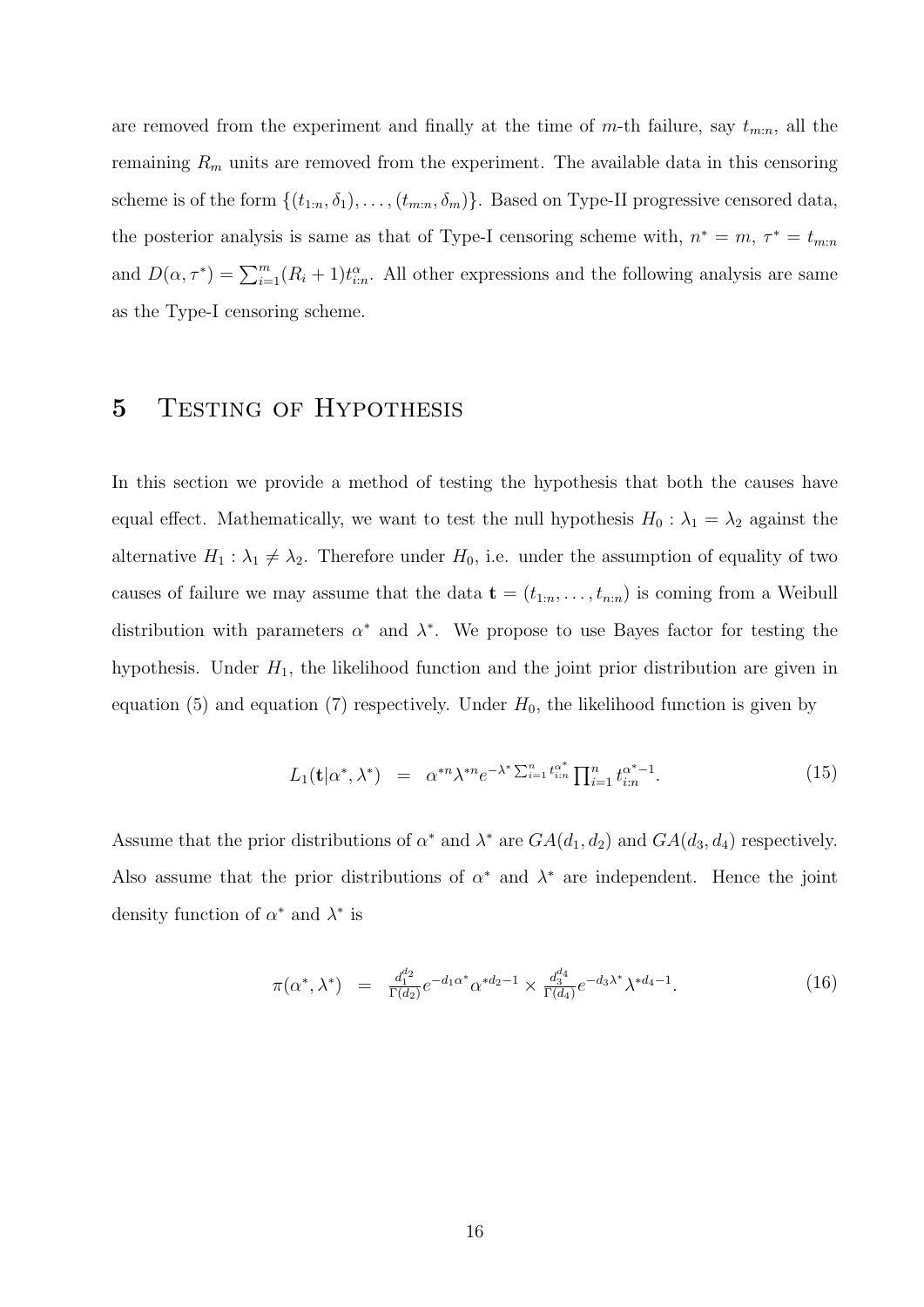are removed from the experiment and finally at the time of $m$-th failure, say $t_{m:n}$, all the remaining $R_m$ units are removed from the experiment. The available data in this censoring scheme is of the form $\{(t_{1:n}, \delta_1), \ldots, (t_{m:n}, \delta_m)\}$. Based on Type-II progressive censored data, the posterior analysis is same as that of Type-I censoring scheme with, $n^* = m$, $\tau^* = t_{m:n}$ and $D(\alpha, \tau^*) = \sum_{i=1}^{m}(R_i + 1)t_{i:n}^{\alpha}$. All other expressions and the following analysis are same as the Type-I censoring scheme.

## 5 Testing of Hypothesis

In this section we provide a method of testing the hypothesis that both the causes have equal effect. Mathematically, we want to test the null hypothesis $H_0 : \lambda_1 = \lambda_2$ against the alternative $H_1 : \lambda_1 \neq \lambda_2$. Therefore under $H_0$, i.e. under the assumption of equality of two causes of failure we may assume that the data $\mathbf{t} = (t_{1:n}, \ldots, t_{n:n})$ is coming from a Weibull distribution with parameters $\alpha^*$ and $\lambda^*$. We propose to use Bayes factor for testing the hypothesis. Under $H_1$, the likelihood function and the joint prior distribution are given in equation (5) and equation (7) respectively. Under $H_0$, the likelihood function is given by

$$L_1(\mathbf{t}|\alpha^*, \lambda^*) \quad = \quad \alpha^{*n}\lambda^{*n}e^{-\lambda^*\sum_{i=1}^{n}t_{i:n}^{\alpha^*}}\prod_{i=1}^{n}t_{i:n}^{\alpha^*-1}. \tag{15}$$

Assume that the prior distributions of $\alpha^*$ and $\lambda^*$ are $GA(d_1, d_2)$ and $GA(d_3, d_4)$ respectively. Also assume that the prior distributions of $\alpha^*$ and $\lambda^*$ are independent. Hence the joint density function of $\alpha^*$ and $\lambda^*$ is

$$\pi(\alpha^*, \lambda^*) \quad = \quad \frac{d_1^{d_2}}{\Gamma(d_2)}e^{-d_1\alpha^*}\alpha^{*d_2-1} \times \frac{d_3^{d_4}}{\Gamma(d_4)}e^{-d_3\lambda^*}\lambda^{*d_4-1}. \tag{16}$$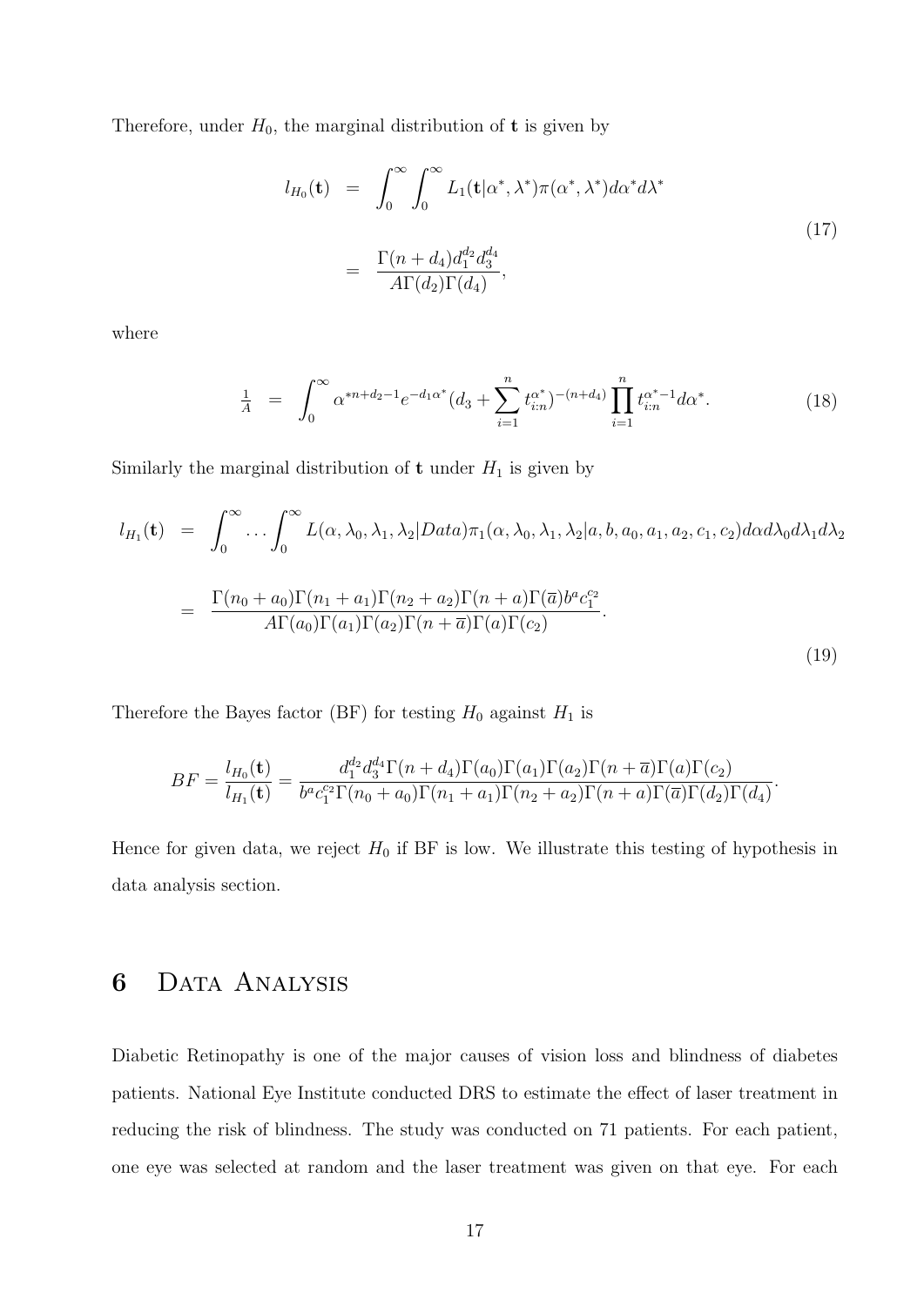Therefore, under $H_0$, the marginal distribution of $\mathbf{t}$ is given by

$$
\begin{aligned}
l_{H_0}(\mathbf{t}) &= \int_0^\infty \int_0^\infty L_1(\mathbf{t}|\alpha^*, \lambda^*)\pi(\alpha^*, \lambda^*) d\alpha^* d\lambda^* \\
&= \frac{\Gamma(n+d_4) d_1^{d_2} d_3^{d_4}}{A\Gamma(d_2)\Gamma(d_4)},
\end{aligned}
\tag{17}
$$

where

$$
\tfrac{1}{A} = \int_0^\infty \alpha^{*n+d_2-1} e^{-d_1\alpha^*} (d_3 + \sum_{i=1}^n t_{i:n}^{\alpha^*})^{-(n+d_4)} \prod_{i=1}^n t_{i:n}^{\alpha^*-1} d\alpha^*. \tag{18}
$$

Similarly the marginal distribution of $\mathbf{t}$ under $H_1$ is given by

$$
\begin{aligned}
l_{H_1}(\mathbf{t}) &= \int_0^\infty \dots \int_0^\infty L(\alpha, \lambda_0, \lambda_1, \lambda_2 | Data)\pi_1(\alpha, \lambda_0, \lambda_1, \lambda_2 | a, b, a_0, a_1, a_2, c_1, c_2) d\alpha d\lambda_0 d\lambda_1 d\lambda_2 \\
&= \frac{\Gamma(n_0+a_0)\Gamma(n_1+a_1)\Gamma(n_2+a_2)\Gamma(n+a)\Gamma(\overline{a}) b^a c_1^{c_2}}{A\Gamma(a_0)\Gamma(a_1)\Gamma(a_2)\Gamma(n+\overline{a})\Gamma(a)\Gamma(c_2)}.
\end{aligned}
\tag{19}
$$

Therefore the Bayes factor (BF) for testing $H_0$ against $H_1$ is

$$
BF = \frac{l_{H_0}(\mathbf{t})}{l_{H_1}(\mathbf{t})} = \frac{d_1^{d_2} d_3^{d_4} \Gamma(n+d_4)\Gamma(a_0)\Gamma(a_1)\Gamma(a_2)\Gamma(n+\overline{a})\Gamma(a)\Gamma(c_2)}{b^a c_1^{c_2} \Gamma(n_0+a_0)\Gamma(n_1+a_1)\Gamma(n_2+a_2)\Gamma(n+a)\Gamma(\overline{a})\Gamma(d_2)\Gamma(d_4)}.
$$

Hence for given data, we reject $H_0$ if BF is low. We illustrate this testing of hypothesis in data analysis section.

# 6 Data Analysis

Diabetic Retinopathy is one of the major causes of vision loss and blindness of diabetes patients. National Eye Institute conducted DRS to estimate the effect of laser treatment in reducing the risk of blindness. The study was conducted on 71 patients. For each patient, one eye was selected at random and the laser treatment was given on that eye. For each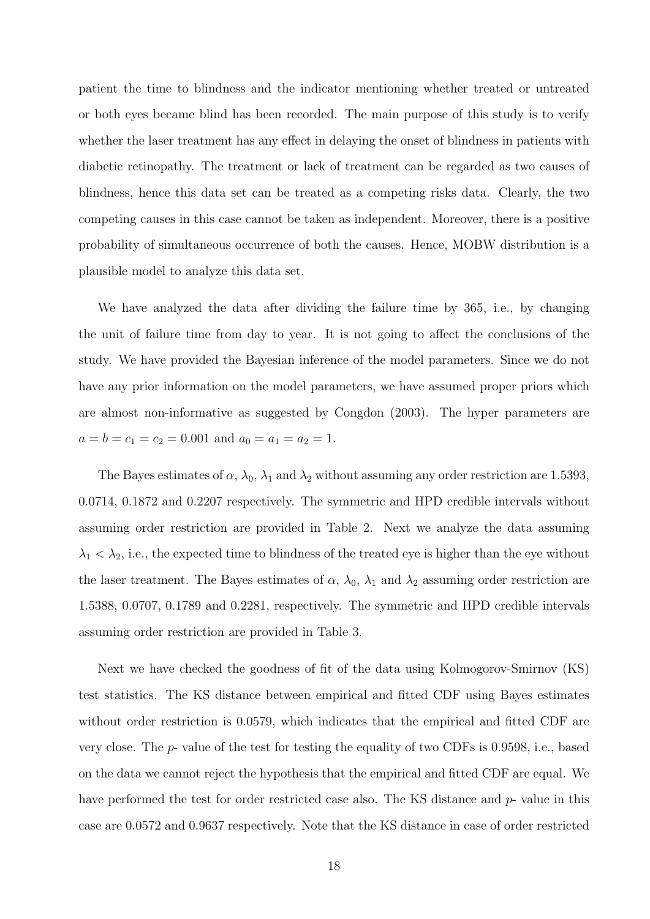patient the time to blindness and the indicator mentioning whether treated or untreated or both eyes became blind has been recorded. The main purpose of this study is to verify whether the laser treatment has any effect in delaying the onset of blindness in patients with diabetic retinopathy. The treatment or lack of treatment can be regarded as two causes of blindness, hence this data set can be treated as a competing risks data. Clearly, the two competing causes in this case cannot be taken as independent. Moreover, there is a positive probability of simultaneous occurrence of both the causes. Hence, MOBW distribution is a plausible model to analyze this data set.

We have analyzed the data after dividing the failure time by 365, i.e., by changing the unit of failure time from day to year. It is not going to affect the conclusions of the study. We have provided the Bayesian inference of the model parameters. Since we do not have any prior information on the model parameters, we have assumed proper priors which are almost non-informative as suggested by Congdon (2003). The hyper parameters are $a = b = c_1 = c_2 = 0.001$ and $a_0 = a_1 = a_2 = 1$.

The Bayes estimates of $\alpha$, $\lambda_0$, $\lambda_1$ and $\lambda_2$ without assuming any order restriction are 1.5393, 0.0714, 0.1872 and 0.2207 respectively. The symmetric and HPD credible intervals without assuming order restriction are provided in Table 2. Next we analyze the data assuming $\lambda_1 < \lambda_2$, i.e., the expected time to blindness of the treated eye is higher than the eye without the laser treatment. The Bayes estimates of $\alpha$, $\lambda_0$, $\lambda_1$ and $\lambda_2$ assuming order restriction are 1.5388, 0.0707, 0.1789 and 0.2281, respectively. The symmetric and HPD credible intervals assuming order restriction are provided in Table 3.

Next we have checked the goodness of fit of the data using Kolmogorov-Smirnov (KS) test statistics. The KS distance between empirical and fitted CDF using Bayes estimates without order restriction is 0.0579, which indicates that the empirical and fitted CDF are very close. The $p$- value of the test for testing the equality of two CDFs is 0.9598, i.e., based on the data we cannot reject the hypothesis that the empirical and fitted CDF are equal. We have performed the test for order restricted case also. The KS distance and $p$- value in this case are 0.0572 and 0.9637 respectively. Note that the KS distance in case of order restricted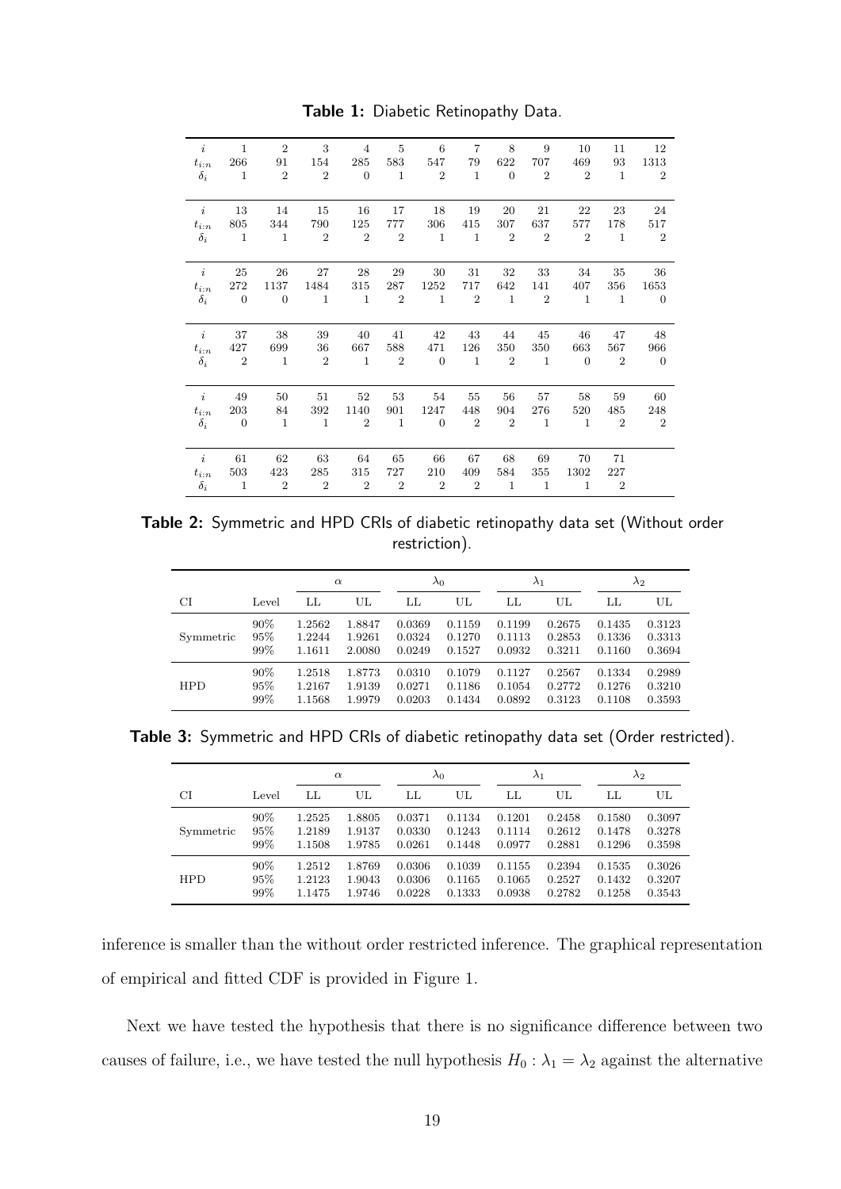**Table 1:** Diabetic Retinopathy Data.

| $i$ | 1 | 2 | 3 | 4 | 5 | 6 | 7 | 8 | 9 | 10 | 11 | 12 |
|---|---|---|---|---|---|---|---|---|---|---|---|---|
| $t_{i:n}$ | 266 | 91 | 154 | 285 | 583 | 547 | 79 | 622 | 707 | 469 | 93 | 1313 |
| $\delta_i$ | 1 | 2 | 2 | 0 | 1 | 2 | 1 | 0 | 2 | 2 | 1 | 2 |
| $i$ | 13 | 14 | 15 | 16 | 17 | 18 | 19 | 20 | 21 | 22 | 23 | 24 |
| $t_{i:n}$ | 805 | 344 | 790 | 125 | 777 | 306 | 415 | 307 | 637 | 577 | 178 | 517 |
| $\delta_i$ | 1 | 1 | 2 | 2 | 2 | 1 | 1 | 2 | 2 | 2 | 1 | 2 |
| $i$ | 25 | 26 | 27 | 28 | 29 | 30 | 31 | 32 | 33 | 34 | 35 | 36 |
| $t_{i:n}$ | 272 | 1137 | 1484 | 315 | 287 | 1252 | 717 | 642 | 141 | 407 | 356 | 1653 |
| $\delta_i$ | 0 | 0 | 1 | 1 | 2 | 1 | 2 | 1 | 2 | 1 | 1 | 0 |
| $i$ | 37 | 38 | 39 | 40 | 41 | 42 | 43 | 44 | 45 | 46 | 47 | 48 |
| $t_{i:n}$ | 427 | 699 | 36 | 667 | 588 | 471 | 126 | 350 | 350 | 663 | 567 | 966 |
| $\delta_i$ | 2 | 1 | 2 | 1 | 2 | 0 | 1 | 2 | 1 | 0 | 2 | 0 |
| $i$ | 49 | 50 | 51 | 52 | 53 | 54 | 55 | 56 | 57 | 58 | 59 | 60 |
| $t_{i:n}$ | 203 | 84 | 392 | 1140 | 901 | 1247 | 448 | 904 | 276 | 520 | 485 | 248 |
| $\delta_i$ | 0 | 1 | 1 | 2 | 1 | 0 | 2 | 2 | 1 | 1 | 2 | 2 |
| $i$ | 61 | 62 | 63 | 64 | 65 | 66 | 67 | 68 | 69 | 70 | 71 | |
| $t_{i:n}$ | 503 | 423 | 285 | 315 | 727 | 210 | 409 | 584 | 355 | 1302 | 227 | |
| $\delta_i$ | 1 | 2 | 2 | 2 | 2 | 2 | 2 | 1 | 1 | 1 | 2 | |

**Table 2:** Symmetric and HPD CRIs of diabetic retinopathy data set (Without order restriction).

| | | $\alpha$ | | $\lambda_0$ | | $\lambda_1$ | | $\lambda_2$ | |
|---|---|---|---|---|---|---|---|---|---|
| CI | Level | LL | UL | LL | UL | LL | UL | LL | UL |
| Symmetric | 90% | 1.2562 | 1.8847 | 0.0369 | 0.1159 | 0.1199 | 0.2675 | 0.1435 | 0.3123 |
| | 95% | 1.2244 | 1.9261 | 0.0324 | 0.1270 | 0.1113 | 0.2853 | 0.1336 | 0.3313 |
| | 99% | 1.1611 | 2.0080 | 0.0249 | 0.1527 | 0.0932 | 0.3211 | 0.1160 | 0.3694 |
| HPD | 90% | 1.2518 | 1.8773 | 0.0310 | 0.1079 | 0.1127 | 0.2567 | 0.1334 | 0.2989 |
| | 95% | 1.2167 | 1.9139 | 0.0271 | 0.1186 | 0.1054 | 0.2772 | 0.1276 | 0.3210 |
| | 99% | 1.1568 | 1.9979 | 0.0203 | 0.1434 | 0.0892 | 0.3123 | 0.1108 | 0.3593 |

**Table 3:** Symmetric and HPD CRIs of diabetic retinopathy data set (Order restricted).

| | | $\alpha$ | | $\lambda_0$ | | $\lambda_1$ | | $\lambda_2$ | |
|---|---|---|---|---|---|---|---|---|---|
| CI | Level | LL | UL | LL | UL | LL | UL | LL | UL |
| Symmetric | 90% | 1.2525 | 1.8805 | 0.0371 | 0.1134 | 0.1201 | 0.2458 | 0.1580 | 0.3097 |
| | 95% | 1.2189 | 1.9137 | 0.0330 | 0.1243 | 0.1114 | 0.2612 | 0.1478 | 0.3278 |
| | 99% | 1.1508 | 1.9785 | 0.0261 | 0.1448 | 0.0977 | 0.2881 | 0.1296 | 0.3598 |
| HPD | 90% | 1.2512 | 1.8769 | 0.0306 | 0.1039 | 0.1155 | 0.2394 | 0.1535 | 0.3026 |
| | 95% | 1.2123 | 1.9043 | 0.0306 | 0.1165 | 0.1065 | 0.2527 | 0.1432 | 0.3207 |
| | 99% | 1.1475 | 1.9746 | 0.0228 | 0.1333 | 0.0938 | 0.2782 | 0.1258 | 0.3543 |

inference is smaller than the without order restricted inference. The graphical representation of empirical and fitted CDF is provided in Figure 1.

Next we have tested the hypothesis that there is no significance difference between two causes of failure, i.e., we have tested the null hypothesis $H_0 : \lambda_1 = \lambda_2$ against the alternative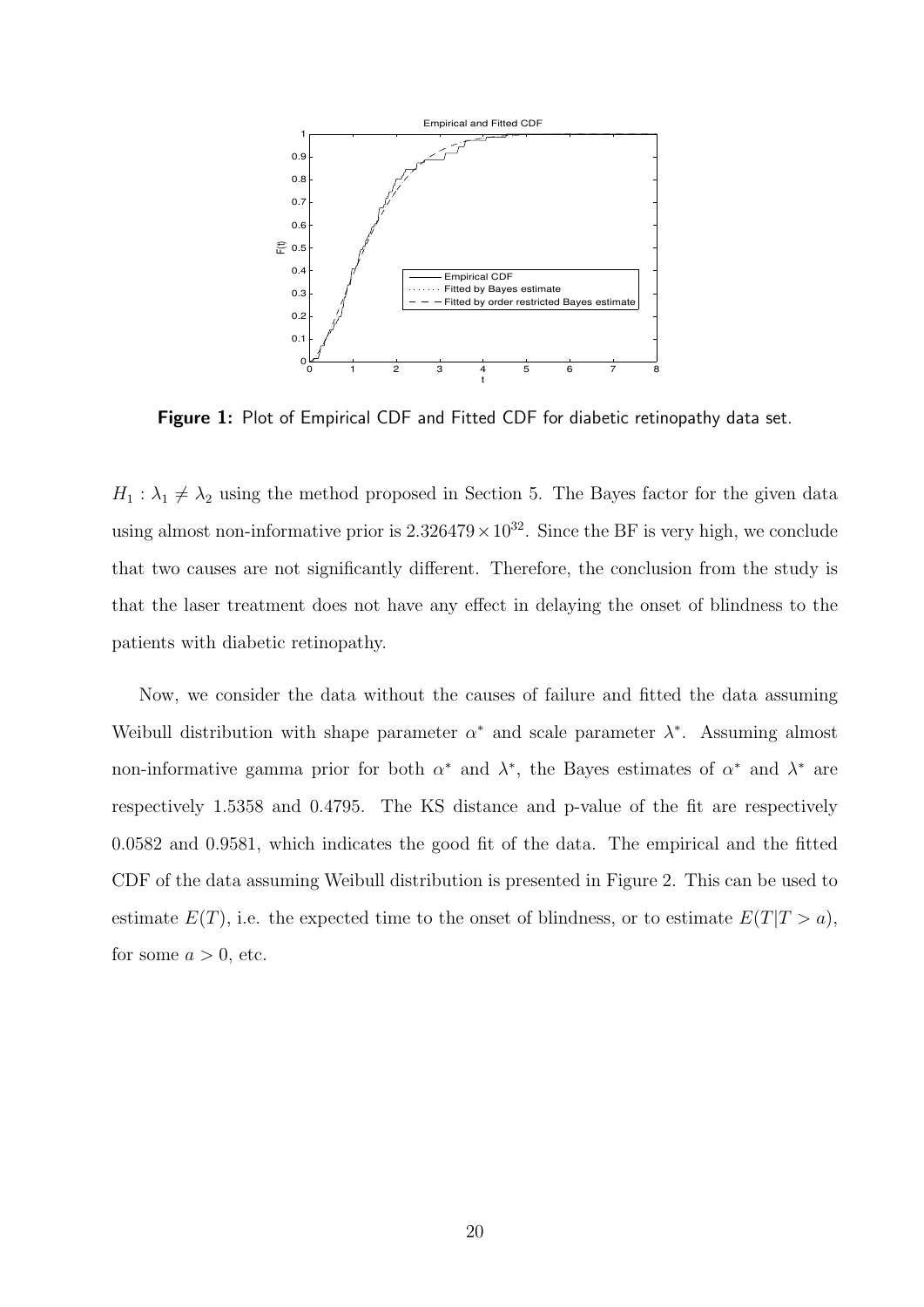**Figure 1:** Plot of Empirical CDF and Fitted CDF for diabetic retinopathy data set.

$H_1 : \lambda_1 \neq \lambda_2$ using the method proposed in Section 5. The Bayes factor for the given data using almost non-informative prior is $2.326479 \times 10^{32}$. Since the BF is very high, we conclude that two causes are not significantly different. Therefore, the conclusion from the study is that the laser treatment does not have any effect in delaying the onset of blindness to the patients with diabetic retinopathy.

Now, we consider the data without the causes of failure and fitted the data assuming Weibull distribution with shape parameter $\alpha^*$ and scale parameter $\lambda^*$. Assuming almost non-informative gamma prior for both $\alpha^*$ and $\lambda^*$, the Bayes estimates of $\alpha^*$ and $\lambda^*$ are respectively 1.5358 and 0.4795. The KS distance and p-value of the fit are respectively 0.0582 and 0.9581, which indicates the good fit of the data. The empirical and the fitted CDF of the data assuming Weibull distribution is presented in Figure 2. This can be used to estimate $E(T)$, i.e. the expected time to the onset of blindness, or to estimate $E(T|T > a)$, for some $a > 0$, etc.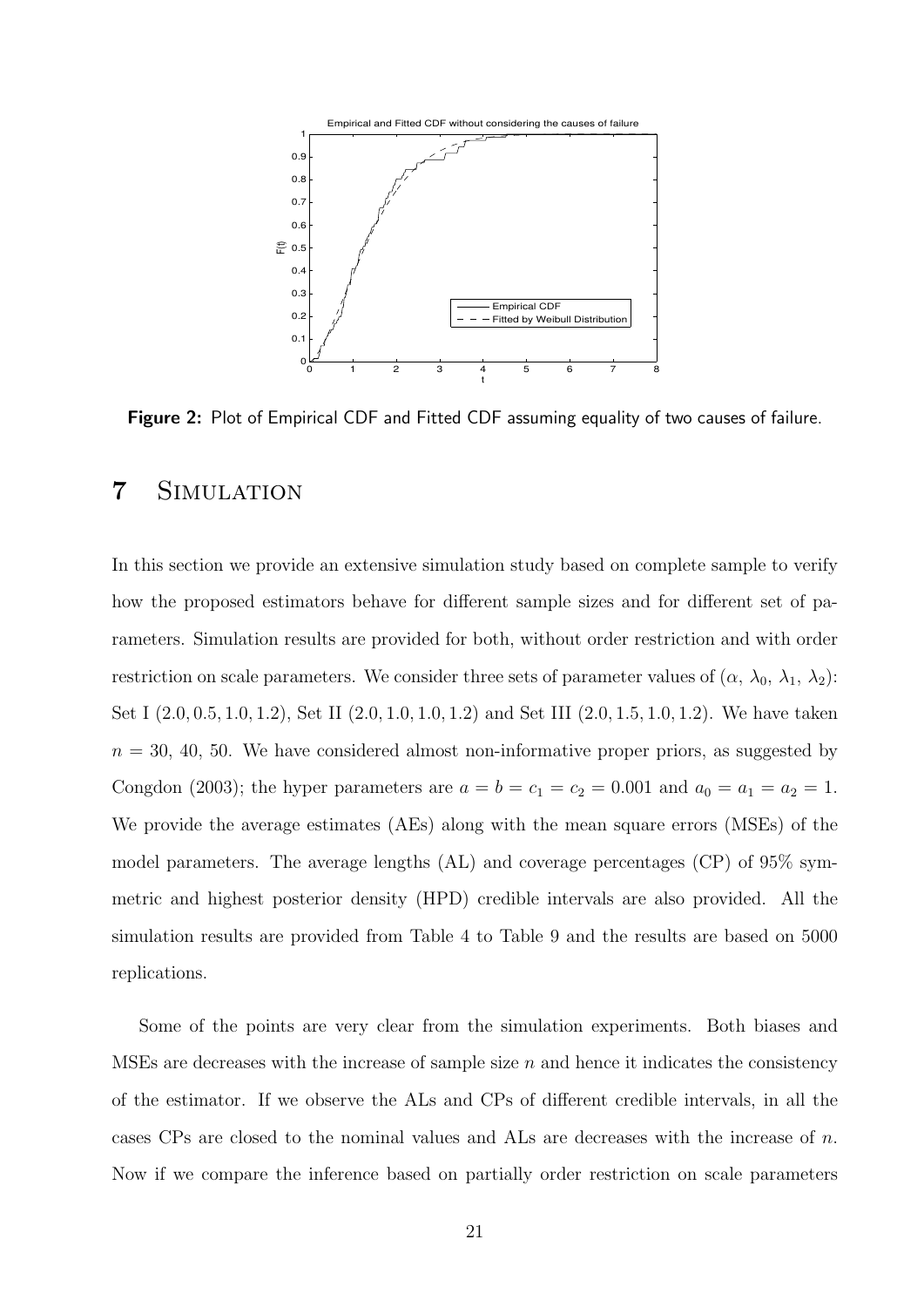Figure 2: Plot of Empirical CDF and Fitted CDF assuming equality of two causes of failure.

# 7 Simulation

In this section we provide an extensive simulation study based on complete sample to verify how the proposed estimators behave for different sample sizes and for different set of parameters. Simulation results are provided for both, without order restriction and with order restriction on scale parameters. We consider three sets of parameter values of ($\alpha$, $\lambda_0$, $\lambda_1$, $\lambda_2$): Set I $(2.0, 0.5, 1.0, 1.2)$, Set II $(2.0, 1.0, 1.0, 1.2)$ and Set III $(2.0, 1.5, 1.0, 1.2)$. We have taken $n = 30$, 40, 50. We have considered almost non-informative proper priors, as suggested by Congdon (2003); the hyper parameters are $a = b = c_1 = c_2 = 0.001$ and $a_0 = a_1 = a_2 = 1$. We provide the average estimates (AEs) along with the mean square errors (MSEs) of the model parameters. The average lengths (AL) and coverage percentages (CP) of 95% symmetric and highest posterior density (HPD) credible intervals are also provided. All the simulation results are provided from Table 4 to Table 9 and the results are based on 5000 replications.

Some of the points are very clear from the simulation experiments. Both biases and MSEs are decreases with the increase of sample size $n$ and hence it indicates the consistency of the estimator. If we observe the ALs and CPs of different credible intervals, in all the cases CPs are closed to the nominal values and ALs are decreases with the increase of $n$. Now if we compare the inference based on partially order restriction on scale parameters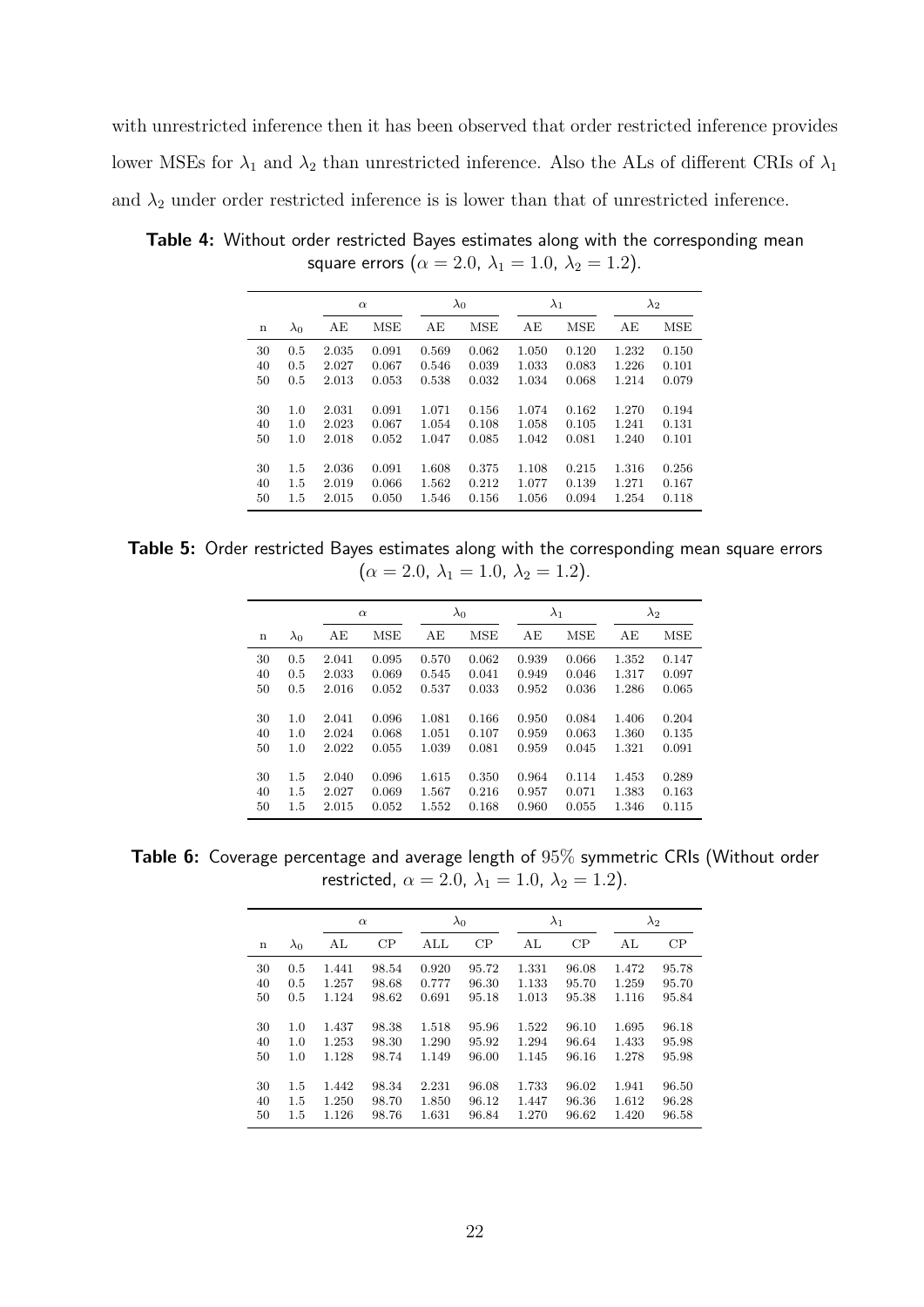with unrestricted inference then it has been observed that order restricted inference provides lower MSEs for $\lambda_1$ and $\lambda_2$ than unrestricted inference. Also the ALs of different CRIs of $\lambda_1$ and $\lambda_2$ under order restricted inference is is lower than that of unrestricted inference.

**Table 4:** Without order restricted Bayes estimates along with the corresponding mean square errors ($\alpha = 2.0,\ \lambda_1 = 1.0,\ \lambda_2 = 1.2$).

| | | $\alpha$ | | $\lambda_0$ | | $\lambda_1$ | | $\lambda_2$ | |
|---|---|---|---|---|---|---|---|---|---|
| n | $\lambda_0$ | AE | MSE | AE | MSE | AE | MSE | AE | MSE |
| 30 | 0.5 | 2.035 | 0.091 | 0.569 | 0.062 | 1.050 | 0.120 | 1.232 | 0.150 |
| 40 | 0.5 | 2.027 | 0.067 | 0.546 | 0.039 | 1.033 | 0.083 | 1.226 | 0.101 |
| 50 | 0.5 | 2.013 | 0.053 | 0.538 | 0.032 | 1.034 | 0.068 | 1.214 | 0.079 |
| 30 | 1.0 | 2.031 | 0.091 | 1.071 | 0.156 | 1.074 | 0.162 | 1.270 | 0.194 |
| 40 | 1.0 | 2.023 | 0.067 | 1.054 | 0.108 | 1.058 | 0.105 | 1.241 | 0.131 |
| 50 | 1.0 | 2.018 | 0.052 | 1.047 | 0.085 | 1.042 | 0.081 | 1.240 | 0.101 |
| 30 | 1.5 | 2.036 | 0.091 | 1.608 | 0.375 | 1.108 | 0.215 | 1.316 | 0.256 |
| 40 | 1.5 | 2.019 | 0.066 | 1.562 | 0.212 | 1.077 | 0.139 | 1.271 | 0.167 |
| 50 | 1.5 | 2.015 | 0.050 | 1.546 | 0.156 | 1.056 | 0.094 | 1.254 | 0.118 |

**Table 5:** Order restricted Bayes estimates along with the corresponding mean square errors ($\alpha = 2.0,\ \lambda_1 = 1.0,\ \lambda_2 = 1.2$).

| | | $\alpha$ | | $\lambda_0$ | | $\lambda_1$ | | $\lambda_2$ | |
|---|---|---|---|---|---|---|---|---|---|
| n | $\lambda_0$ | AE | MSE | AE | MSE | AE | MSE | AE | MSE |
| 30 | 0.5 | 2.041 | 0.095 | 0.570 | 0.062 | 0.939 | 0.066 | 1.352 | 0.147 |
| 40 | 0.5 | 2.033 | 0.069 | 0.545 | 0.041 | 0.949 | 0.046 | 1.317 | 0.097 |
| 50 | 0.5 | 2.016 | 0.052 | 0.537 | 0.033 | 0.952 | 0.036 | 1.286 | 0.065 |
| 30 | 1.0 | 2.041 | 0.096 | 1.081 | 0.166 | 0.950 | 0.084 | 1.406 | 0.204 |
| 40 | 1.0 | 2.024 | 0.068 | 1.051 | 0.107 | 0.959 | 0.063 | 1.360 | 0.135 |
| 50 | 1.0 | 2.022 | 0.055 | 1.039 | 0.081 | 0.959 | 0.045 | 1.321 | 0.091 |
| 30 | 1.5 | 2.040 | 0.096 | 1.615 | 0.350 | 0.964 | 0.114 | 1.453 | 0.289 |
| 40 | 1.5 | 2.027 | 0.069 | 1.567 | 0.216 | 0.957 | 0.071 | 1.383 | 0.163 |
| 50 | 1.5 | 2.015 | 0.052 | 1.552 | 0.168 | 0.960 | 0.055 | 1.346 | 0.115 |

**Table 6:** Coverage percentage and average length of 95% symmetric CRIs (Without order restricted, $\alpha = 2.0,\ \lambda_1 = 1.0,\ \lambda_2 = 1.2$).

| | | $\alpha$ | | $\lambda_0$ | | $\lambda_1$ | | $\lambda_2$ | |
|---|---|---|---|---|---|---|---|---|---|
| n | $\lambda_0$ | AL | CP | ALL | CP | AL | CP | AL | CP |
| 30 | 0.5 | 1.441 | 98.54 | 0.920 | 95.72 | 1.331 | 96.08 | 1.472 | 95.78 |
| 40 | 0.5 | 1.257 | 98.68 | 0.777 | 96.30 | 1.133 | 95.70 | 1.259 | 95.70 |
| 50 | 0.5 | 1.124 | 98.62 | 0.691 | 95.18 | 1.013 | 95.38 | 1.116 | 95.84 |
| 30 | 1.0 | 1.437 | 98.38 | 1.518 | 95.96 | 1.522 | 96.10 | 1.695 | 96.18 |
| 40 | 1.0 | 1.253 | 98.30 | 1.290 | 95.92 | 1.294 | 96.64 | 1.433 | 95.98 |
| 50 | 1.0 | 1.128 | 98.74 | 1.149 | 96.00 | 1.145 | 96.16 | 1.278 | 95.98 |
| 30 | 1.5 | 1.442 | 98.34 | 2.231 | 96.08 | 1.733 | 96.02 | 1.941 | 96.50 |
| 40 | 1.5 | 1.250 | 98.70 | 1.850 | 96.12 | 1.447 | 96.36 | 1.612 | 96.28 |
| 50 | 1.5 | 1.126 | 98.76 | 1.631 | 96.84 | 1.270 | 96.62 | 1.420 | 96.58 |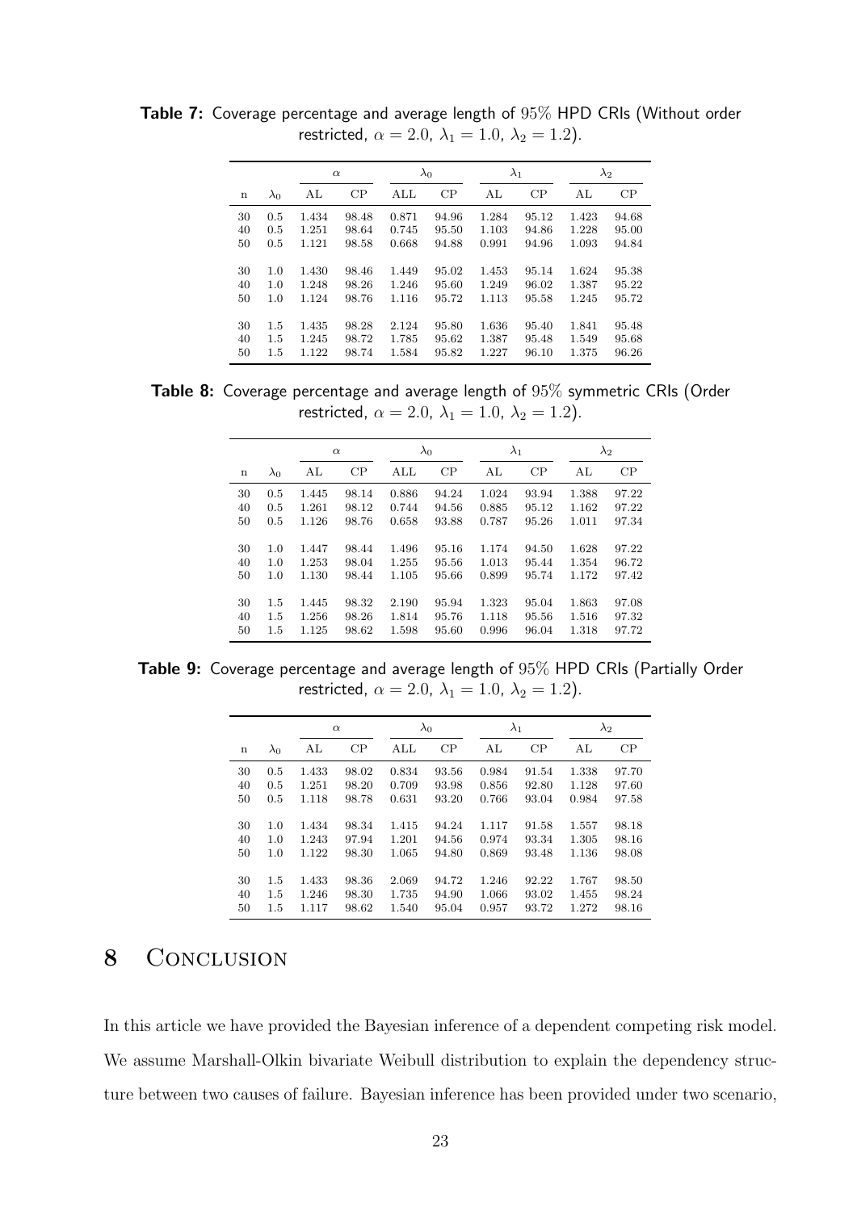**Table 7:** Coverage percentage and average length of 95% HPD CRIs (Without order restricted, $\alpha = 2.0$, $\lambda_1 = 1.0$, $\lambda_2 = 1.2$).

| | | $\alpha$ | | $\lambda_0$ | | $\lambda_1$ | | $\lambda_2$ | |
|---|---|---|---|---|---|---|---|---|---|
| n | $\lambda_0$ | AL | CP | ALL | CP | AL | CP | AL | CP |
| 30 | 0.5 | 1.434 | 98.48 | 0.871 | 94.96 | 1.284 | 95.12 | 1.423 | 94.68 |
| 40 | 0.5 | 1.251 | 98.64 | 0.745 | 95.50 | 1.103 | 94.86 | 1.228 | 95.00 |
| 50 | 0.5 | 1.121 | 98.58 | 0.668 | 94.88 | 0.991 | 94.96 | 1.093 | 94.84 |
| 30 | 1.0 | 1.430 | 98.46 | 1.449 | 95.02 | 1.453 | 95.14 | 1.624 | 95.38 |
| 40 | 1.0 | 1.248 | 98.26 | 1.246 | 95.60 | 1.249 | 96.02 | 1.387 | 95.22 |
| 50 | 1.0 | 1.124 | 98.76 | 1.116 | 95.72 | 1.113 | 95.58 | 1.245 | 95.72 |
| 30 | 1.5 | 1.435 | 98.28 | 2.124 | 95.80 | 1.636 | 95.40 | 1.841 | 95.48 |
| 40 | 1.5 | 1.245 | 98.72 | 1.785 | 95.62 | 1.387 | 95.48 | 1.549 | 95.68 |
| 50 | 1.5 | 1.122 | 98.74 | 1.584 | 95.82 | 1.227 | 96.10 | 1.375 | 96.26 |

**Table 8:** Coverage percentage and average length of 95% symmetric CRIs (Order restricted, $\alpha = 2.0$, $\lambda_1 = 1.0$, $\lambda_2 = 1.2$).

| | | $\alpha$ | | $\lambda_0$ | | $\lambda_1$ | | $\lambda_2$ | |
|---|---|---|---|---|---|---|---|---|---|
| n | $\lambda_0$ | AL | CP | ALL | CP | AL | CP | AL | CP |
| 30 | 0.5 | 1.445 | 98.14 | 0.886 | 94.24 | 1.024 | 93.94 | 1.388 | 97.22 |
| 40 | 0.5 | 1.261 | 98.12 | 0.744 | 94.56 | 0.885 | 95.12 | 1.162 | 97.22 |
| 50 | 0.5 | 1.126 | 98.76 | 0.658 | 93.88 | 0.787 | 95.26 | 1.011 | 97.34 |
| 30 | 1.0 | 1.447 | 98.44 | 1.496 | 95.16 | 1.174 | 94.50 | 1.628 | 97.22 |
| 40 | 1.0 | 1.253 | 98.04 | 1.255 | 95.56 | 1.013 | 95.44 | 1.354 | 96.72 |
| 50 | 1.0 | 1.130 | 98.44 | 1.105 | 95.66 | 0.899 | 95.74 | 1.172 | 97.42 |
| 30 | 1.5 | 1.445 | 98.32 | 2.190 | 95.94 | 1.323 | 95.04 | 1.863 | 97.08 |
| 40 | 1.5 | 1.256 | 98.26 | 1.814 | 95.76 | 1.118 | 95.56 | 1.516 | 97.32 |
| 50 | 1.5 | 1.125 | 98.62 | 1.598 | 95.60 | 0.996 | 96.04 | 1.318 | 97.72 |

**Table 9:** Coverage percentage and average length of 95% HPD CRIs (Partially Order restricted, $\alpha = 2.0$, $\lambda_1 = 1.0$, $\lambda_2 = 1.2$).

| | | $\alpha$ | | $\lambda_0$ | | $\lambda_1$ | | $\lambda_2$ | |
|---|---|---|---|---|---|---|---|---|---|
| n | $\lambda_0$ | AL | CP | ALL | CP | AL | CP | AL | CP |
| 30 | 0.5 | 1.433 | 98.02 | 0.834 | 93.56 | 0.984 | 91.54 | 1.338 | 97.70 |
| 40 | 0.5 | 1.251 | 98.20 | 0.709 | 93.98 | 0.856 | 92.80 | 1.128 | 97.60 |
| 50 | 0.5 | 1.118 | 98.78 | 0.631 | 93.20 | 0.766 | 93.04 | 0.984 | 97.58 |
| 30 | 1.0 | 1.434 | 98.34 | 1.415 | 94.24 | 1.117 | 91.58 | 1.557 | 98.18 |
| 40 | 1.0 | 1.243 | 97.94 | 1.201 | 94.56 | 0.974 | 93.34 | 1.305 | 98.16 |
| 50 | 1.0 | 1.122 | 98.30 | 1.065 | 94.80 | 0.869 | 93.48 | 1.136 | 98.08 |
| 30 | 1.5 | 1.433 | 98.36 | 2.069 | 94.72 | 1.246 | 92.22 | 1.767 | 98.50 |
| 40 | 1.5 | 1.246 | 98.30 | 1.735 | 94.90 | 1.066 | 93.02 | 1.455 | 98.24 |
| 50 | 1.5 | 1.117 | 98.62 | 1.540 | 95.04 | 0.957 | 93.72 | 1.272 | 98.16 |

# 8 Conclusion

In this article we have provided the Bayesian inference of a dependent competing risk model. We assume Marshall-Olkin bivariate Weibull distribution to explain the dependency structure between two causes of failure. Bayesian inference has been provided under two scenario,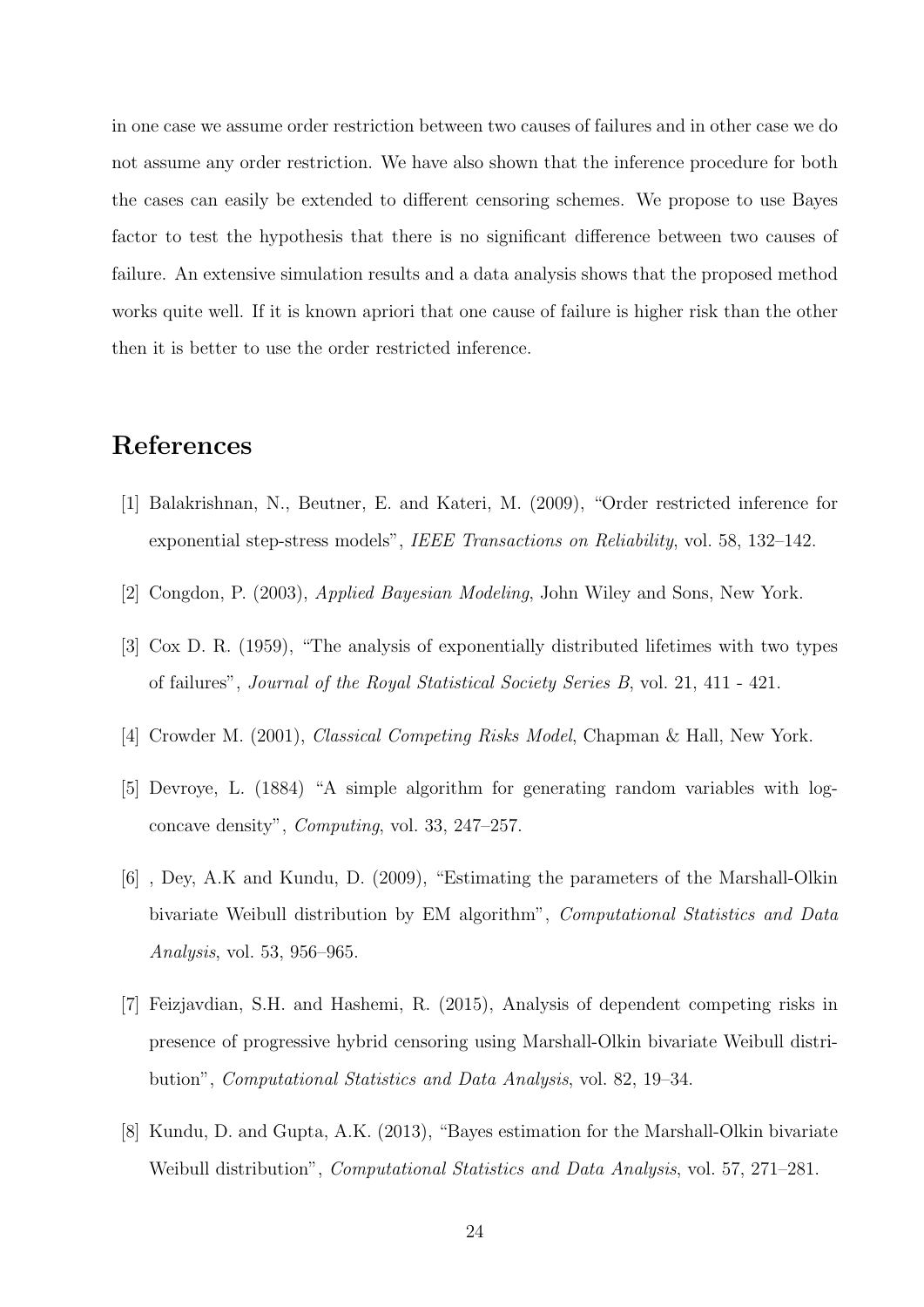in one case we assume order restriction between two causes of failures and in other case we do not assume any order restriction. We have also shown that the inference procedure for both the cases can easily be extended to different censoring schemes. We propose to use Bayes factor to test the hypothesis that there is no significant difference between two causes of failure. An extensive simulation results and a data analysis shows that the proposed method works quite well. If it is known apriori that one cause of failure is higher risk than the other then it is better to use the order restricted inference.

# References

[1] Balakrishnan, N., Beutner, E. and Kateri, M. (2009), "Order restricted inference for exponential step-stress models", *IEEE Transactions on Reliability*, vol. 58, 132–142.

[2] Congdon, P. (2003), *Applied Bayesian Modeling*, John Wiley and Sons, New York.

[3] Cox D. R. (1959), "The analysis of exponentially distributed lifetimes with two types of failures", *Journal of the Royal Statistical Society Series B*, vol. 21, 411 - 421.

[4] Crowder M. (2001), *Classical Competing Risks Model*, Chapman & Hall, New York.

[5] Devroye, L. (1884) "A simple algorithm for generating random variables with log-concave density", *Computing*, vol. 33, 247–257.

[6] , Dey, A.K and Kundu, D. (2009), "Estimating the parameters of the Marshall-Olkin bivariate Weibull distribution by EM algorithm", *Computational Statistics and Data Analysis*, vol. 53, 956–965.

[7] Feizjavdian, S.H. and Hashemi, R. (2015), Analysis of dependent competing risks in presence of progressive hybrid censoring using Marshall-Olkin bivariate Weibull distribution", *Computational Statistics and Data Analysis*, vol. 82, 19–34.

[8] Kundu, D. and Gupta, A.K. (2013), "Bayes estimation for the Marshall-Olkin bivariate Weibull distribution", *Computational Statistics and Data Analysis*, vol. 57, 271–281.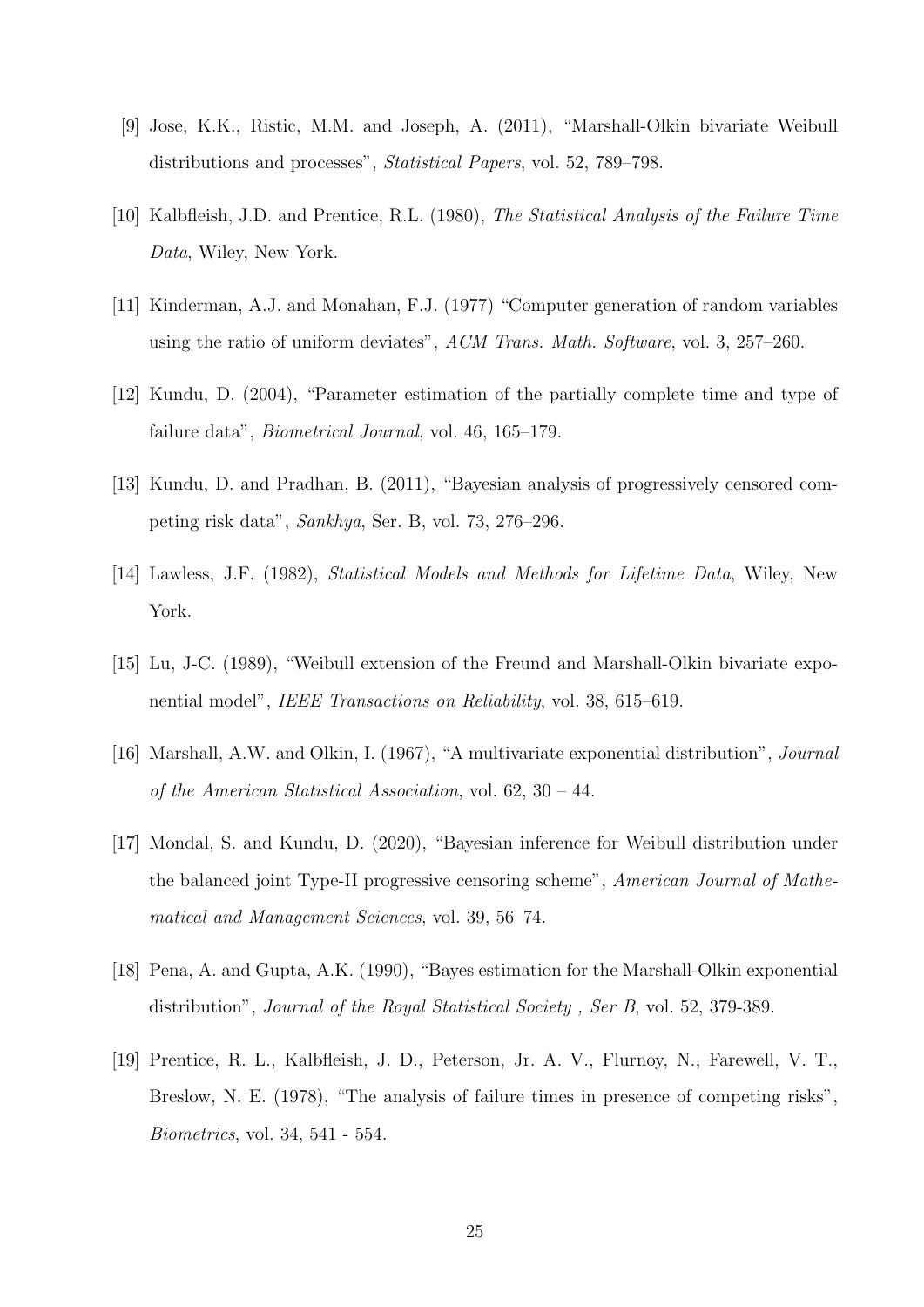[9] Jose, K.K., Ristic, M.M. and Joseph, A. (2011), "Marshall-Olkin bivariate Weibull distributions and processes", *Statistical Papers*, vol. 52, 789–798.

[10] Kalbfleish, J.D. and Prentice, R.L. (1980), *The Statistical Analysis of the Failure Time Data*, Wiley, New York.

[11] Kinderman, A.J. and Monahan, F.J. (1977) "Computer generation of random variables using the ratio of uniform deviates", *ACM Trans. Math. Software*, vol. 3, 257–260.

[12] Kundu, D. (2004), "Parameter estimation of the partially complete time and type of failure data", *Biometrical Journal*, vol. 46, 165–179.

[13] Kundu, D. and Pradhan, B. (2011), "Bayesian analysis of progressively censored competing risk data", *Sankhya*, Ser. B, vol. 73, 276–296.

[14] Lawless, J.F. (1982), *Statistical Models and Methods for Lifetime Data*, Wiley, New York.

[15] Lu, J-C. (1989), "Weibull extension of the Freund and Marshall-Olkin bivariate exponential model", *IEEE Transactions on Reliability*, vol. 38, 615–619.

[16] Marshall, A.W. and Olkin, I. (1967), "A multivariate exponential distribution", *Journal of the American Statistical Association*, vol. 62, 30 – 44.

[17] Mondal, S. and Kundu, D. (2020), "Bayesian inference for Weibull distribution under the balanced joint Type-II progressive censoring scheme", *American Journal of Mathematical and Management Sciences*, vol. 39, 56–74.

[18] Pena, A. and Gupta, A.K. (1990), "Bayes estimation for the Marshall-Olkin exponential distribution", *Journal of the Royal Statistical Society , Ser B*, vol. 52, 379-389.

[19] Prentice, R. L., Kalbfleish, J. D., Peterson, Jr. A. V., Flurnoy, N., Farewell, V. T., Breslow, N. E. (1978), "The analysis of failure times in presence of competing risks", *Biometrics*, vol. 34, 541 - 554.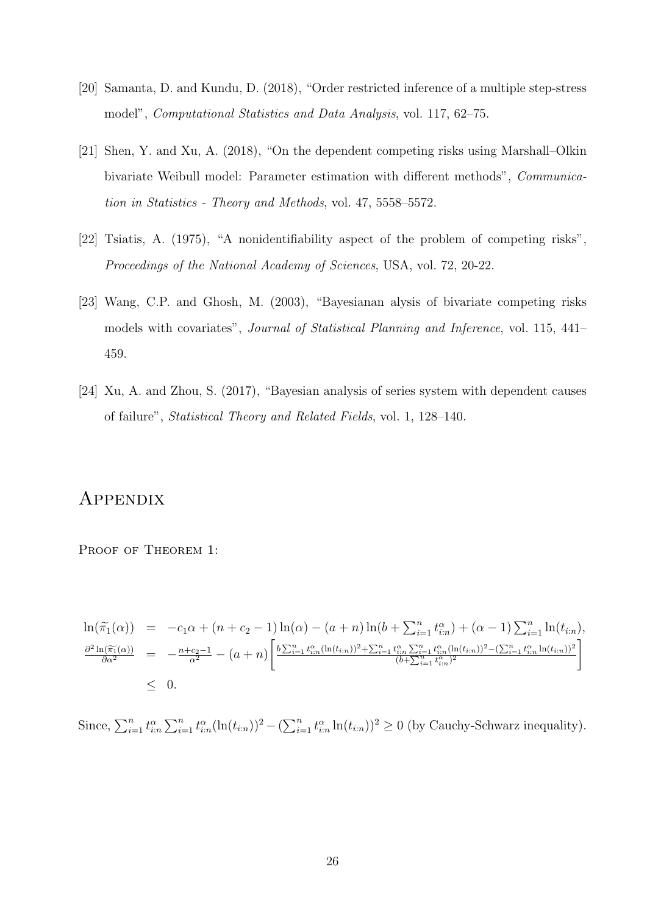[20] Samanta, D. and Kundu, D. (2018), "Order restricted inference of a multiple step-stress model", *Computational Statistics and Data Analysis*, vol. 117, 62–75.

[21] Shen, Y. and Xu, A. (2018), "On the dependent competing risks using Marshall–Olkin bivariate Weibull model: Parameter estimation with different methods", *Communication in Statistics - Theory and Methods*, vol. 47, 5558–5572.

[22] Tsiatis, A. (1975), "A nonidentifiability aspect of the problem of competing risks", *Proceedings of the National Academy of Sciences*, USA, vol. 72, 20-22.

[23] Wang, C.P. and Ghosh, M. (2003), "Bayesianan alysis of bivariate competing risks models with covariates", *Journal of Statistical Planning and Inference*, vol. 115, 441–459.

[24] Xu, A. and Zhou, S. (2017), "Bayesian analysis of series system with dependent causes of failure", *Statistical Theory and Related Fields*, vol. 1, 128–140.

# Appendix

Proof of Theorem 1:

$$
\begin{aligned}
\ln(\widetilde{\pi}_1(\alpha)) &= -c_1\alpha + (n + c_2 - 1)\ln(\alpha) - (a + n)\ln(b + \textstyle\sum_{i=1}^n t_{i:n}^\alpha) + (\alpha - 1)\sum_{i=1}^n \ln(t_{i:n}), \\
\frac{\partial^2 \ln(\widetilde{\pi}_1(\alpha))}{\partial \alpha^2} &= -\frac{n+c_2-1}{\alpha^2} - (a+n)\left[\frac{b\sum_{i=1}^n t_{i:n}^\alpha (\ln(t_{i:n}))^2 + \sum_{i=1}^n t_{i:n}^\alpha \sum_{i=1}^n t_{i:n}^\alpha (\ln(t_{i:n}))^2 - (\sum_{i=1}^n t_{i:n}^\alpha \ln(t_{i:n}))^2}{(b+\sum_{i=1}^n t_{i:n}^\alpha)^2}\right] \\
&\leq 0.
\end{aligned}
$$

Since, $\sum_{i=1}^n t_{i:n}^\alpha \sum_{i=1}^n t_{i:n}^\alpha (\ln(t_{i:n}))^2 - (\sum_{i=1}^n t_{i:n}^\alpha \ln(t_{i:n}))^2 \geq 0$ (by Cauchy-Schwarz inequality).